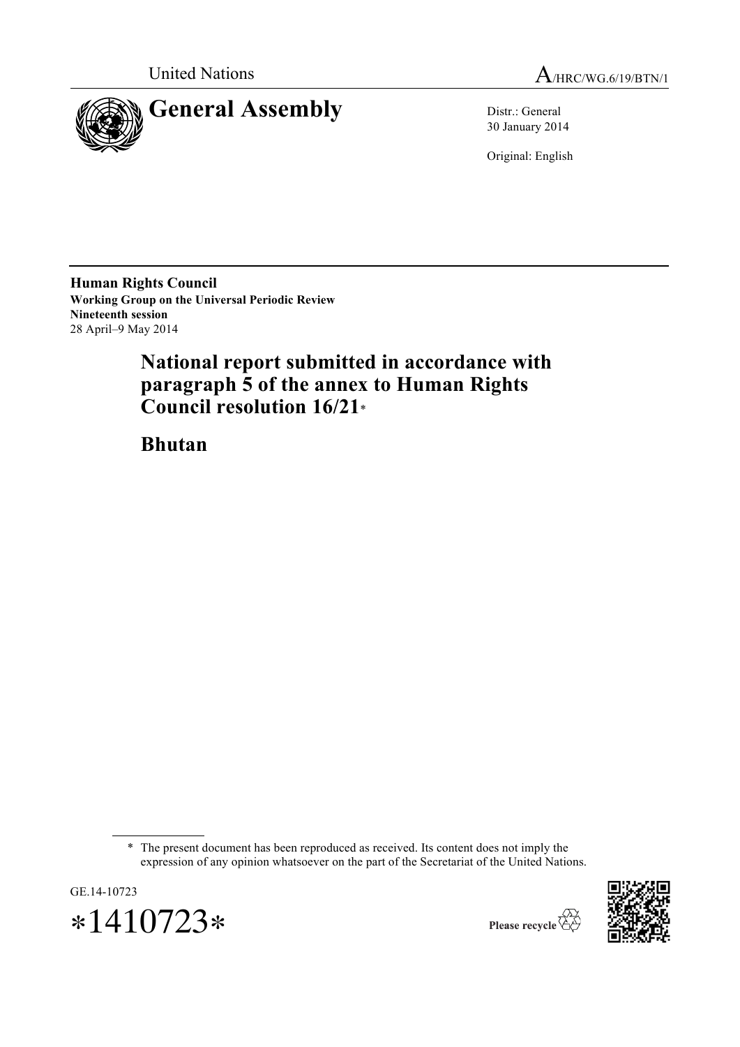United Nations

A/HRC/WG.6/19/BTN/1

# General Assembly

Distr.: General
30 January 2014

Original: English

**Human Rights Council**
**Working Group on the Universal Periodic Review**
**Nineteenth session**
28 April–9 May 2014

# National report submitted in accordance with paragraph 5 of the annex to Human Rights Council resolution 16/21*

# Bhutan

---

\* The present document has been reproduced as received. Its content does not imply the expression of any opinion whatsoever on the part of the Secretariat of the United Nations.

GE.14-10723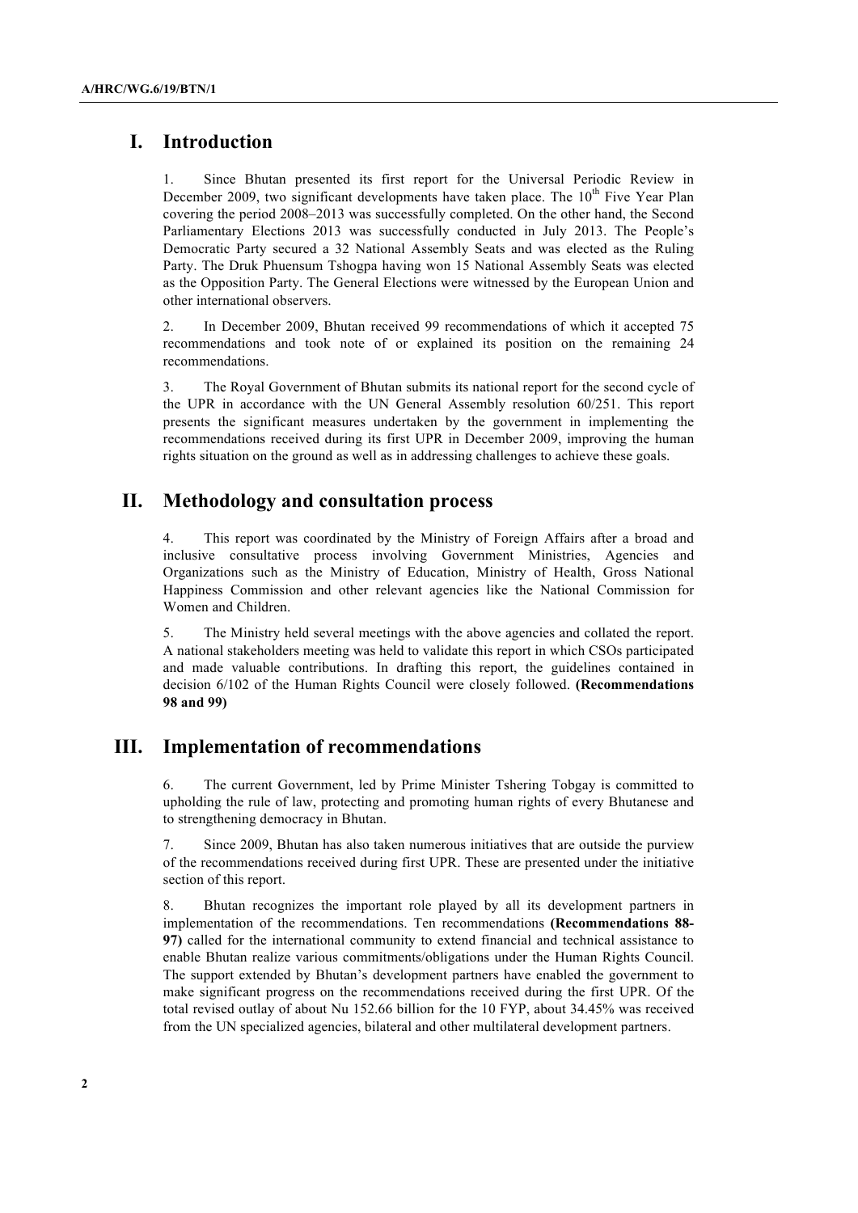## I. Introduction

1. Since Bhutan presented its first report for the Universal Periodic Review in December 2009, two significant developments have taken place. The 10th Five Year Plan covering the period 2008–2013 was successfully completed. On the other hand, the Second Parliamentary Elections 2013 was successfully conducted in July 2013. The People's Democratic Party secured a 32 National Assembly Seats and was elected as the Ruling Party. The Druk Phuensum Tshogpa having won 15 National Assembly Seats was elected as the Opposition Party. The General Elections were witnessed by the European Union and other international observers.

2. In December 2009, Bhutan received 99 recommendations of which it accepted 75 recommendations and took note of or explained its position on the remaining 24 recommendations.

3. The Royal Government of Bhutan submits its national report for the second cycle of the UPR in accordance with the UN General Assembly resolution 60/251. This report presents the significant measures undertaken by the government in implementing the recommendations received during its first UPR in December 2009, improving the human rights situation on the ground as well as in addressing challenges to achieve these goals.

## II. Methodology and consultation process

4. This report was coordinated by the Ministry of Foreign Affairs after a broad and inclusive consultative process involving Government Ministries, Agencies and Organizations such as the Ministry of Education, Ministry of Health, Gross National Happiness Commission and other relevant agencies like the National Commission for Women and Children.

5. The Ministry held several meetings with the above agencies and collated the report. A national stakeholders meeting was held to validate this report in which CSOs participated and made valuable contributions. In drafting this report, the guidelines contained in decision 6/102 of the Human Rights Council were closely followed. **(Recommendations 98 and 99)**

## III. Implementation of recommendations

6. The current Government, led by Prime Minister Tshering Tobgay is committed to upholding the rule of law, protecting and promoting human rights of every Bhutanese and to strengthening democracy in Bhutan.

7. Since 2009, Bhutan has also taken numerous initiatives that are outside the purview of the recommendations received during first UPR. These are presented under the initiative section of this report.

8. Bhutan recognizes the important role played by all its development partners in implementation of the recommendations. Ten recommendations **(Recommendations 88-97)** called for the international community to extend financial and technical assistance to enable Bhutan realize various commitments/obligations under the Human Rights Council. The support extended by Bhutan's development partners have enabled the government to make significant progress on the recommendations received during the first UPR. Of the total revised outlay of about Nu 152.66 billion for the 10 FYP, about 34.45% was received from the UN specialized agencies, bilateral and other multilateral development partners.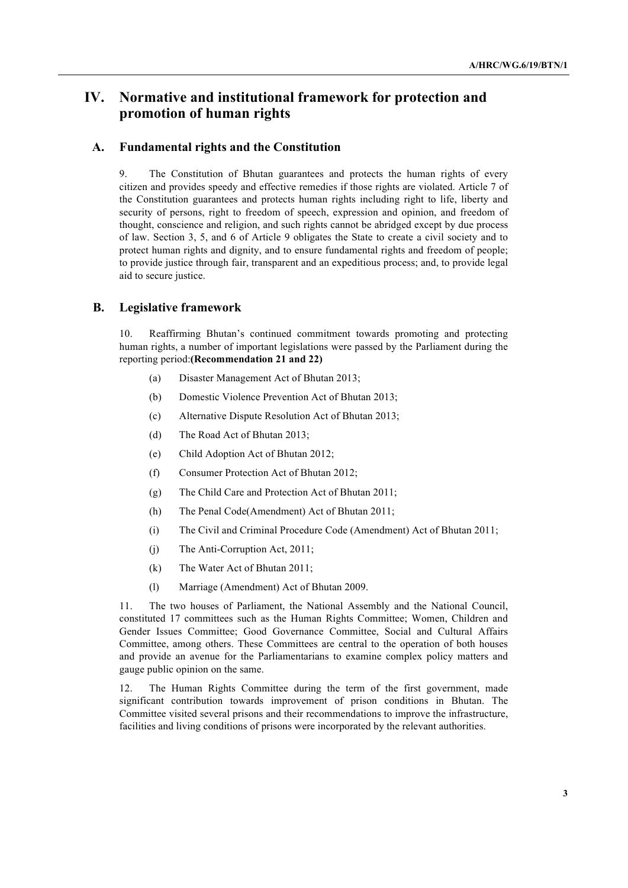# IV. Normative and institutional framework for protection and promotion of human rights

## A. Fundamental rights and the Constitution

9. The Constitution of Bhutan guarantees and protects the human rights of every citizen and provides speedy and effective remedies if those rights are violated. Article 7 of the Constitution guarantees and protects human rights including right to life, liberty and security of persons, right to freedom of speech, expression and opinion, and freedom of thought, conscience and religion, and such rights cannot be abridged except by due process of law. Section 3, 5, and 6 of Article 9 obligates the State to create a civil society and to protect human rights and dignity, and to ensure fundamental rights and freedom of people; to provide justice through fair, transparent and an expeditious process; and, to provide legal aid to secure justice.

## B. Legislative framework

10. Reaffirming Bhutan's continued commitment towards promoting and protecting human rights, a number of important legislations were passed by the Parliament during the reporting period:**(Recommendation 21 and 22)**

(a) Disaster Management Act of Bhutan 2013;

(b) Domestic Violence Prevention Act of Bhutan 2013;

(c) Alternative Dispute Resolution Act of Bhutan 2013;

(d) The Road Act of Bhutan 2013;

(e) Child Adoption Act of Bhutan 2012;

(f) Consumer Protection Act of Bhutan 2012;

(g) The Child Care and Protection Act of Bhutan 2011;

(h) The Penal Code(Amendment) Act of Bhutan 2011;

(i) The Civil and Criminal Procedure Code (Amendment) Act of Bhutan 2011;

(j) The Anti-Corruption Act, 2011;

(k) The Water Act of Bhutan 2011;

(l) Marriage (Amendment) Act of Bhutan 2009.

11. The two houses of Parliament, the National Assembly and the National Council, constituted 17 committees such as the Human Rights Committee; Women, Children and Gender Issues Committee; Good Governance Committee, Social and Cultural Affairs Committee, among others. These Committees are central to the operation of both houses and provide an avenue for the Parliamentarians to examine complex policy matters and gauge public opinion on the same.

12. The Human Rights Committee during the term of the first government, made significant contribution towards improvement of prison conditions in Bhutan. The Committee visited several prisons and their recommendations to improve the infrastructure, facilities and living conditions of prisons were incorporated by the relevant authorities.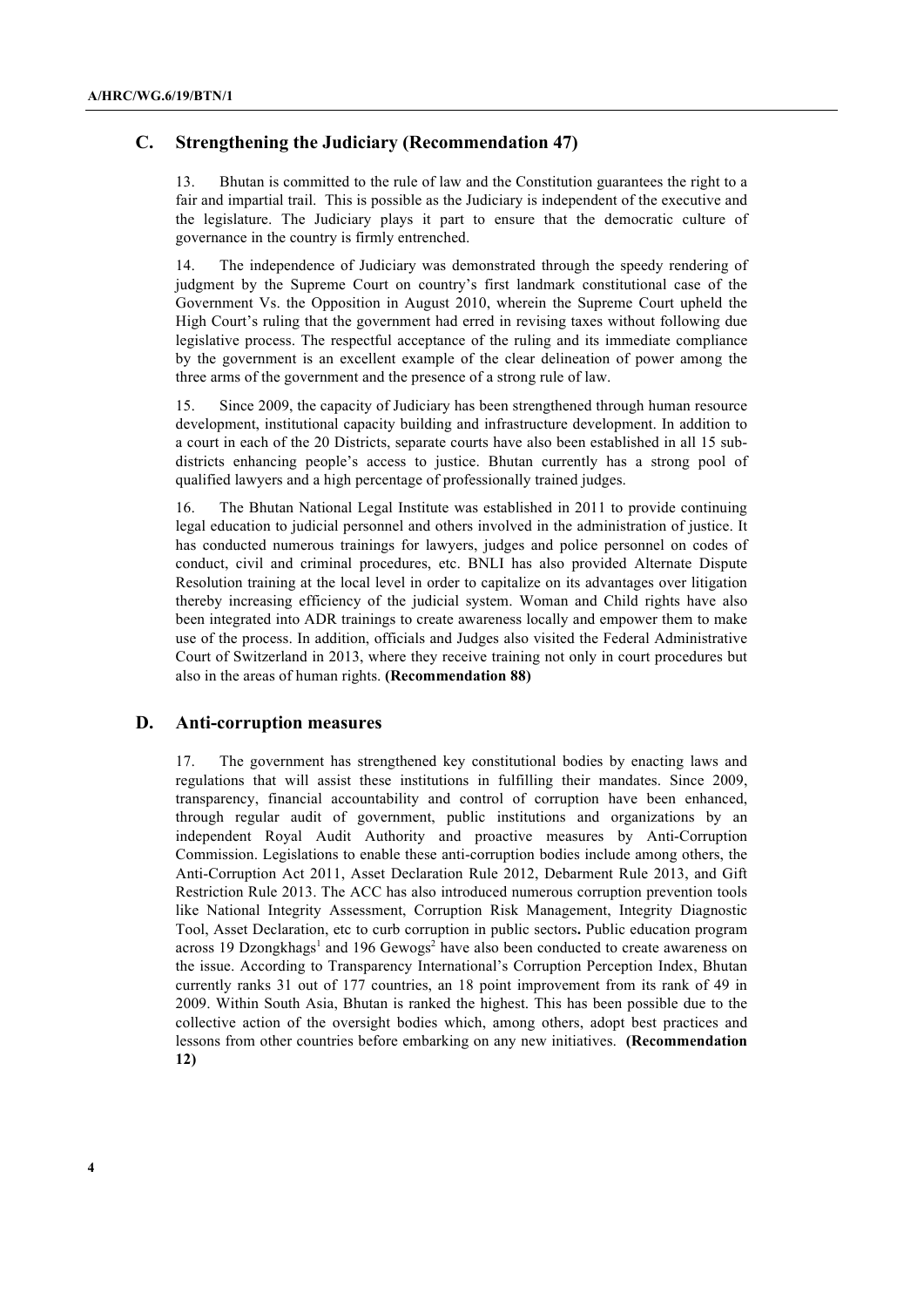## C. Strengthening the Judiciary (Recommendation 47)

13. Bhutan is committed to the rule of law and the Constitution guarantees the right to a fair and impartial trail. This is possible as the Judiciary is independent of the executive and the legislature. The Judiciary plays it part to ensure that the democratic culture of governance in the country is firmly entrenched.

14. The independence of Judiciary was demonstrated through the speedy rendering of judgment by the Supreme Court on country's first landmark constitutional case of the Government Vs. the Opposition in August 2010, wherein the Supreme Court upheld the High Court's ruling that the government had erred in revising taxes without following due legislative process. The respectful acceptance of the ruling and its immediate compliance by the government is an excellent example of the clear delineation of power among the three arms of the government and the presence of a strong rule of law.

15. Since 2009, the capacity of Judiciary has been strengthened through human resource development, institutional capacity building and infrastructure development. In addition to a court in each of the 20 Districts, separate courts have also been established in all 15 sub-districts enhancing people's access to justice. Bhutan currently has a strong pool of qualified lawyers and a high percentage of professionally trained judges.

16. The Bhutan National Legal Institute was established in 2011 to provide continuing legal education to judicial personnel and others involved in the administration of justice. It has conducted numerous trainings for lawyers, judges and police personnel on codes of conduct, civil and criminal procedures, etc. BNLI has also provided Alternate Dispute Resolution training at the local level in order to capitalize on its advantages over litigation thereby increasing efficiency of the judicial system. Woman and Child rights have also been integrated into ADR trainings to create awareness locally and empower them to make use of the process. In addition, officials and Judges also visited the Federal Administrative Court of Switzerland in 2013, where they receive training not only in court procedures but also in the areas of human rights. **(Recommendation 88)**

## D. Anti-corruption measures

17. The government has strengthened key constitutional bodies by enacting laws and regulations that will assist these institutions in fulfilling their mandates. Since 2009, transparency, financial accountability and control of corruption have been enhanced, through regular audit of government, public institutions and organizations by an independent Royal Audit Authority and proactive measures by Anti-Corruption Commission. Legislations to enable these anti-corruption bodies include among others, the Anti-Corruption Act 2011, Asset Declaration Rule 2012, Debarment Rule 2013, and Gift Restriction Rule 2013. The ACC has also introduced numerous corruption prevention tools like National Integrity Assessment, Corruption Risk Management, Integrity Diagnostic Tool, Asset Declaration, etc to curb corruption in public sectors**.** Public education program across 19 Dzongkhags[1] and 196 Gewogs[2] have also been conducted to create awareness on the issue. According to Transparency International's Corruption Perception Index, Bhutan currently ranks 31 out of 177 countries, an 18 point improvement from its rank of 49 in 2009. Within South Asia, Bhutan is ranked the highest. This has been possible due to the collective action of the oversight bodies which, among others, adopt best practices and lessons from other countries before embarking on any new initiatives. **(Recommendation 12)**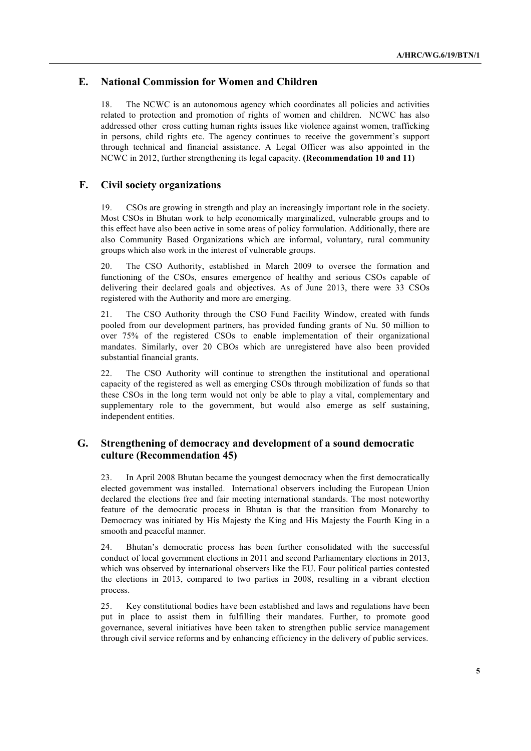## E. National Commission for Women and Children

18. The NCWC is an autonomous agency which coordinates all policies and activities related to protection and promotion of rights of women and children. NCWC has also addressed other cross cutting human rights issues like violence against women, trafficking in persons, child rights etc. The agency continues to receive the government's support through technical and financial assistance. A Legal Officer was also appointed in the NCWC in 2012, further strengthening its legal capacity. **(Recommendation 10 and 11)**

## F. Civil society organizations

19. CSOs are growing in strength and play an increasingly important role in the society. Most CSOs in Bhutan work to help economically marginalized, vulnerable groups and to this effect have also been active in some areas of policy formulation. Additionally, there are also Community Based Organizations which are informal, voluntary, rural community groups which also work in the interest of vulnerable groups.

20. The CSO Authority, established in March 2009 to oversee the formation and functioning of the CSOs, ensures emergence of healthy and serious CSOs capable of delivering their declared goals and objectives. As of June 2013, there were 33 CSOs registered with the Authority and more are emerging.

21. The CSO Authority through the CSO Fund Facility Window, created with funds pooled from our development partners, has provided funding grants of Nu. 50 million to over 75% of the registered CSOs to enable implementation of their organizational mandates. Similarly, over 20 CBOs which are unregistered have also been provided substantial financial grants.

22. The CSO Authority will continue to strengthen the institutional and operational capacity of the registered as well as emerging CSOs through mobilization of funds so that these CSOs in the long term would not only be able to play a vital, complementary and supplementary role to the government, but would also emerge as self sustaining, independent entities.

## G. Strengthening of democracy and development of a sound democratic culture (Recommendation 45)

23. In April 2008 Bhutan became the youngest democracy when the first democratically elected government was installed. International observers including the European Union declared the elections free and fair meeting international standards. The most noteworthy feature of the democratic process in Bhutan is that the transition from Monarchy to Democracy was initiated by His Majesty the King and His Majesty the Fourth King in a smooth and peaceful manner.

24. Bhutan's democratic process has been further consolidated with the successful conduct of local government elections in 2011 and second Parliamentary elections in 2013, which was observed by international observers like the EU. Four political parties contested the elections in 2013, compared to two parties in 2008, resulting in a vibrant election process.

25. Key constitutional bodies have been established and laws and regulations have been put in place to assist them in fulfilling their mandates. Further, to promote good governance, several initiatives have been taken to strengthen public service management through civil service reforms and by enhancing efficiency in the delivery of public services.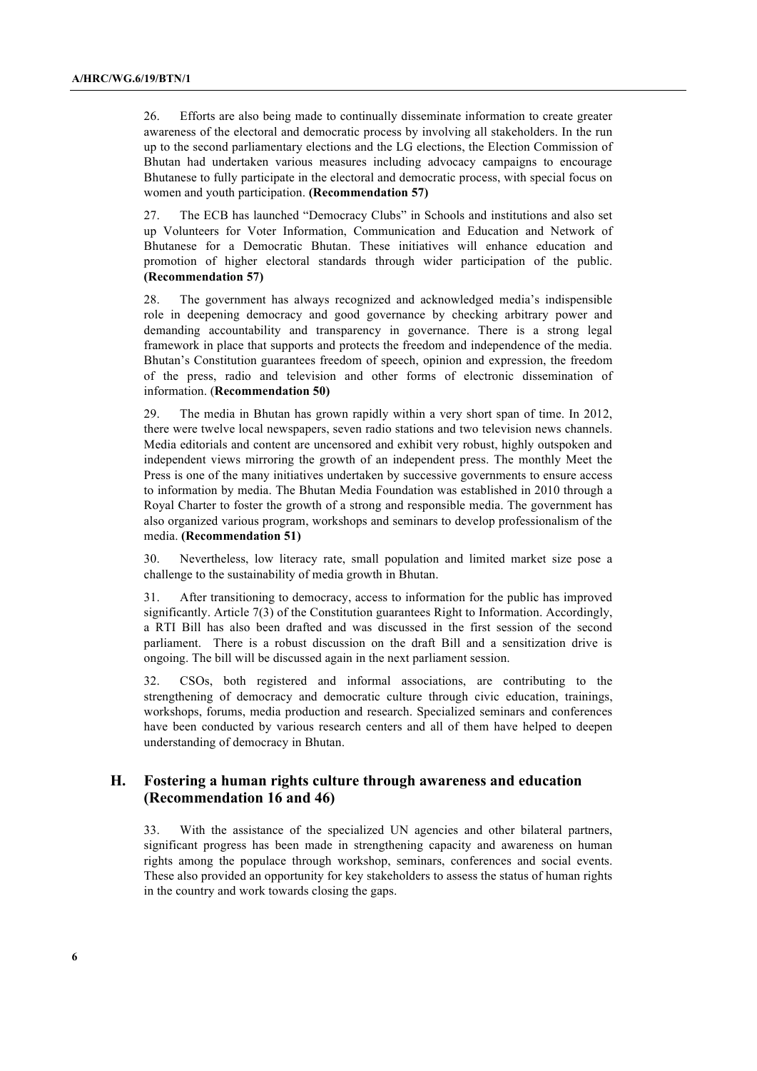26. Efforts are also being made to continually disseminate information to create greater awareness of the electoral and democratic process by involving all stakeholders. In the run up to the second parliamentary elections and the LG elections, the Election Commission of Bhutan had undertaken various measures including advocacy campaigns to encourage Bhutanese to fully participate in the electoral and democratic process, with special focus on women and youth participation. **(Recommendation 57)**

27. The ECB has launched "Democracy Clubs" in Schools and institutions and also set up Volunteers for Voter Information, Communication and Education and Network of Bhutanese for a Democratic Bhutan. These initiatives will enhance education and promotion of higher electoral standards through wider participation of the public. **(Recommendation 57)**

28. The government has always recognized and acknowledged media's indispensible role in deepening democracy and good governance by checking arbitrary power and demanding accountability and transparency in governance. There is a strong legal framework in place that supports and protects the freedom and independence of the media. Bhutan's Constitution guarantees freedom of speech, opinion and expression, the freedom of the press, radio and television and other forms of electronic dissemination of information. (**Recommendation 50)**

29. The media in Bhutan has grown rapidly within a very short span of time. In 2012, there were twelve local newspapers, seven radio stations and two television news channels. Media editorials and content are uncensored and exhibit very robust, highly outspoken and independent views mirroring the growth of an independent press. The monthly Meet the Press is one of the many initiatives undertaken by successive governments to ensure access to information by media. The Bhutan Media Foundation was established in 2010 through a Royal Charter to foster the growth of a strong and responsible media. The government has also organized various program, workshops and seminars to develop professionalism of the media. **(Recommendation 51)**

30. Nevertheless, low literacy rate, small population and limited market size pose a challenge to the sustainability of media growth in Bhutan.

31. After transitioning to democracy, access to information for the public has improved significantly. Article 7(3) of the Constitution guarantees Right to Information. Accordingly, a RTI Bill has also been drafted and was discussed in the first session of the second parliament. There is a robust discussion on the draft Bill and a sensitization drive is ongoing. The bill will be discussed again in the next parliament session.

32. CSOs, both registered and informal associations, are contributing to the strengthening of democracy and democratic culture through civic education, trainings, workshops, forums, media production and research. Specialized seminars and conferences have been conducted by various research centers and all of them have helped to deepen understanding of democracy in Bhutan.

## H. Fostering a human rights culture through awareness and education (Recommendation 16 and 46)

33. With the assistance of the specialized UN agencies and other bilateral partners, significant progress has been made in strengthening capacity and awareness on human rights among the populace through workshop, seminars, conferences and social events. These also provided an opportunity for key stakeholders to assess the status of human rights in the country and work towards closing the gaps.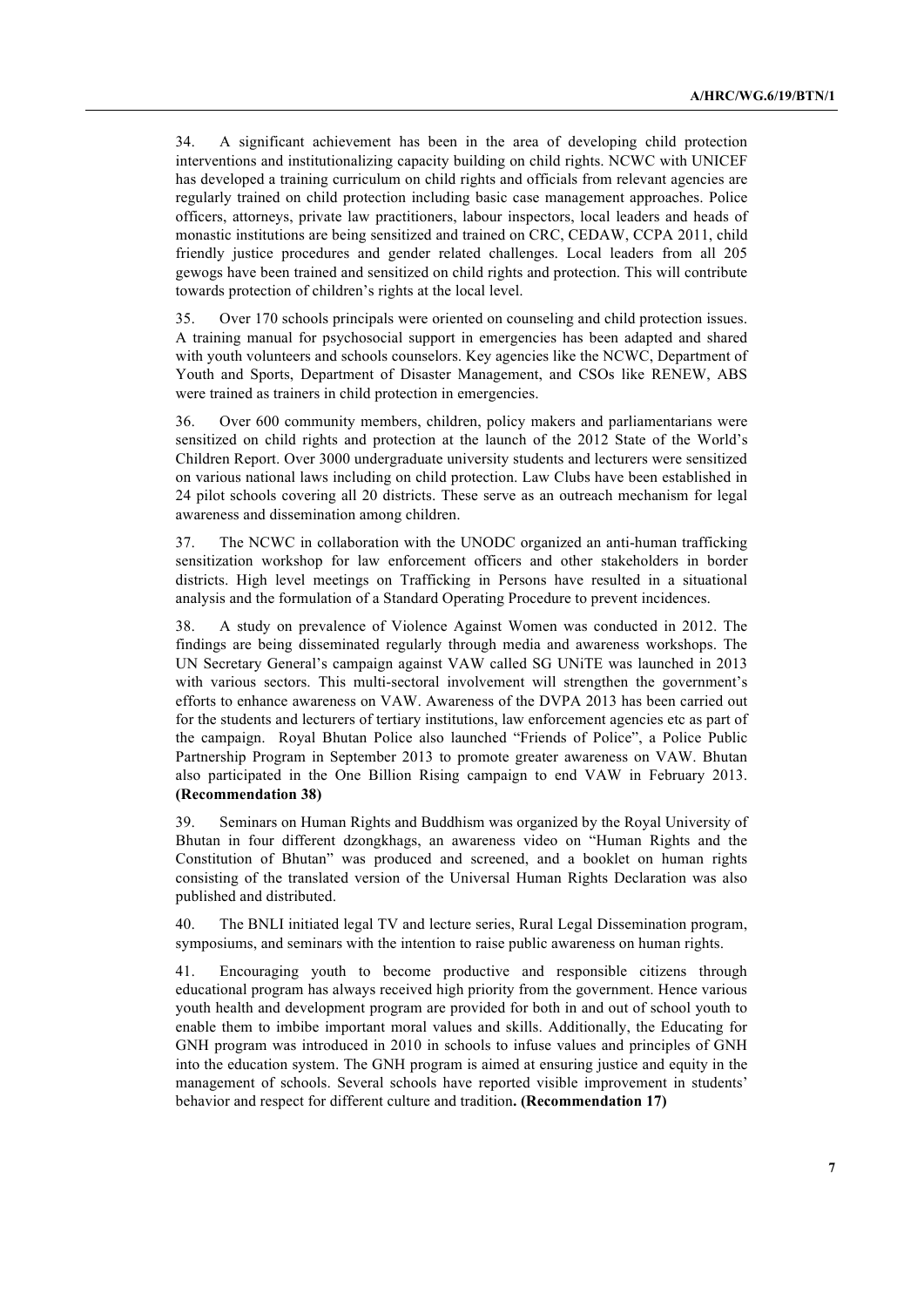34. A significant achievement has been in the area of developing child protection interventions and institutionalizing capacity building on child rights. NCWC with UNICEF has developed a training curriculum on child rights and officials from relevant agencies are regularly trained on child protection including basic case management approaches. Police officers, attorneys, private law practitioners, labour inspectors, local leaders and heads of monastic institutions are being sensitized and trained on CRC, CEDAW, CCPA 2011, child friendly justice procedures and gender related challenges. Local leaders from all 205 gewogs have been trained and sensitized on child rights and protection. This will contribute towards protection of children's rights at the local level.

35. Over 170 schools principals were oriented on counseling and child protection issues. A training manual for psychosocial support in emergencies has been adapted and shared with youth volunteers and schools counselors. Key agencies like the NCWC, Department of Youth and Sports, Department of Disaster Management, and CSOs like RENEW, ABS were trained as trainers in child protection in emergencies.

36. Over 600 community members, children, policy makers and parliamentarians were sensitized on child rights and protection at the launch of the 2012 State of the World's Children Report. Over 3000 undergraduate university students and lecturers were sensitized on various national laws including on child protection. Law Clubs have been established in 24 pilot schools covering all 20 districts. These serve as an outreach mechanism for legal awareness and dissemination among children.

37. The NCWC in collaboration with the UNODC organized an anti-human trafficking sensitization workshop for law enforcement officers and other stakeholders in border districts. High level meetings on Trafficking in Persons have resulted in a situational analysis and the formulation of a Standard Operating Procedure to prevent incidences.

38. A study on prevalence of Violence Against Women was conducted in 2012. The findings are being disseminated regularly through media and awareness workshops. The UN Secretary General's campaign against VAW called SG UNiTE was launched in 2013 with various sectors. This multi-sectoral involvement will strengthen the government's efforts to enhance awareness on VAW. Awareness of the DVPA 2013 has been carried out for the students and lecturers of tertiary institutions, law enforcement agencies etc as part of the campaign. Royal Bhutan Police also launched "Friends of Police", a Police Public Partnership Program in September 2013 to promote greater awareness on VAW. Bhutan also participated in the One Billion Rising campaign to end VAW in February 2013. **(Recommendation 38)**

39. Seminars on Human Rights and Buddhism was organized by the Royal University of Bhutan in four different dzongkhags, an awareness video on "Human Rights and the Constitution of Bhutan" was produced and screened, and a booklet on human rights consisting of the translated version of the Universal Human Rights Declaration was also published and distributed.

40. The BNLI initiated legal TV and lecture series, Rural Legal Dissemination program, symposiums, and seminars with the intention to raise public awareness on human rights.

41. Encouraging youth to become productive and responsible citizens through educational program has always received high priority from the government. Hence various youth health and development program are provided for both in and out of school youth to enable them to imbibe important moral values and skills. Additionally, the Educating for GNH program was introduced in 2010 in schools to infuse values and principles of GNH into the education system. The GNH program is aimed at ensuring justice and equity in the management of schools. Several schools have reported visible improvement in students' behavior and respect for different culture and tradition**. (Recommendation 17)**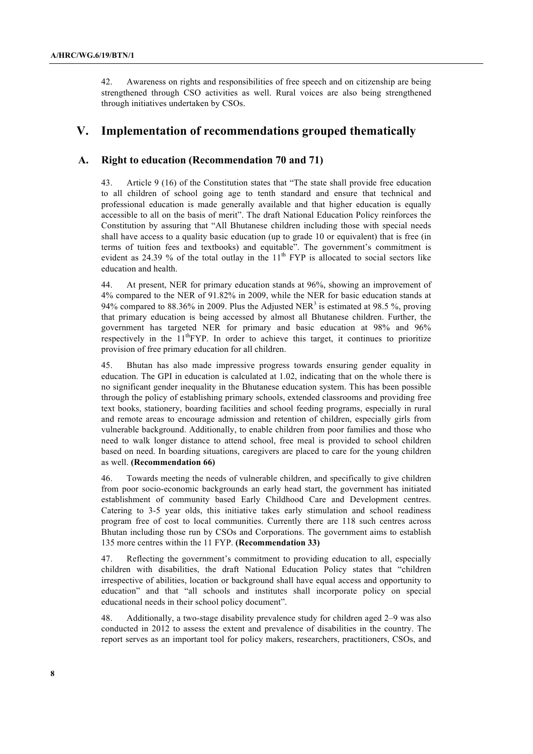42. Awareness on rights and responsibilities of free speech and on citizenship are being strengthened through CSO activities as well. Rural voices are also being strengthened through initiatives undertaken by CSOs.

## V. Implementation of recommendations grouped thematically

### A. Right to education (Recommendation 70 and 71)

43. Article 9 (16) of the Constitution states that "The state shall provide free education to all children of school going age to tenth standard and ensure that technical and professional education is made generally available and that higher education is equally accessible to all on the basis of merit". The draft National Education Policy reinforces the Constitution by assuring that "All Bhutanese children including those with special needs shall have access to a quality basic education (up to grade 10 or equivalent) that is free (in terms of tuition fees and textbooks) and equitable". The government's commitment is evident as 24.39 % of the total outlay in the 11th FYP is allocated to social sectors like education and health.

44. At present, NER for primary education stands at 96%, showing an improvement of 4% compared to the NER of 91.82% in 2009, while the NER for basic education stands at 94% compared to 88.36% in 2009. Plus the Adjusted NER[3] is estimated at 98.5 %, proving that primary education is being accessed by almost all Bhutanese children. Further, the government has targeted NER for primary and basic education at 98% and 96% respectively in the 11thFYP. In order to achieve this target, it continues to prioritize provision of free primary education for all children.

45. Bhutan has also made impressive progress towards ensuring gender equality in education. The GPI in education is calculated at 1.02, indicating that on the whole there is no significant gender inequality in the Bhutanese education system. This has been possible through the policy of establishing primary schools, extended classrooms and providing free text books, stationery, boarding facilities and school feeding programs, especially in rural and remote areas to encourage admission and retention of children, especially girls from vulnerable background. Additionally, to enable children from poor families and those who need to walk longer distance to attend school, free meal is provided to school children based on need. In boarding situations, caregivers are placed to care for the young children as well. **(Recommendation 66)**

46. Towards meeting the needs of vulnerable children, and specifically to give children from poor socio-economic backgrounds an early head start, the government has initiated establishment of community based Early Childhood Care and Development centres. Catering to 3-5 year olds, this initiative takes early stimulation and school readiness program free of cost to local communities. Currently there are 118 such centres across Bhutan including those run by CSOs and Corporations. The government aims to establish 135 more centres within the 11 FYP. **(Recommendation 33)**

47. Reflecting the government's commitment to providing education to all, especially children with disabilities, the draft National Education Policy states that "children irrespective of abilities, location or background shall have equal access and opportunity to education" and that "all schools and institutes shall incorporate policy on special educational needs in their school policy document".

48. Additionally, a two-stage disability prevalence study for children aged 2–9 was also conducted in 2012 to assess the extent and prevalence of disabilities in the country. The report serves as an important tool for policy makers, researchers, practitioners, CSOs, and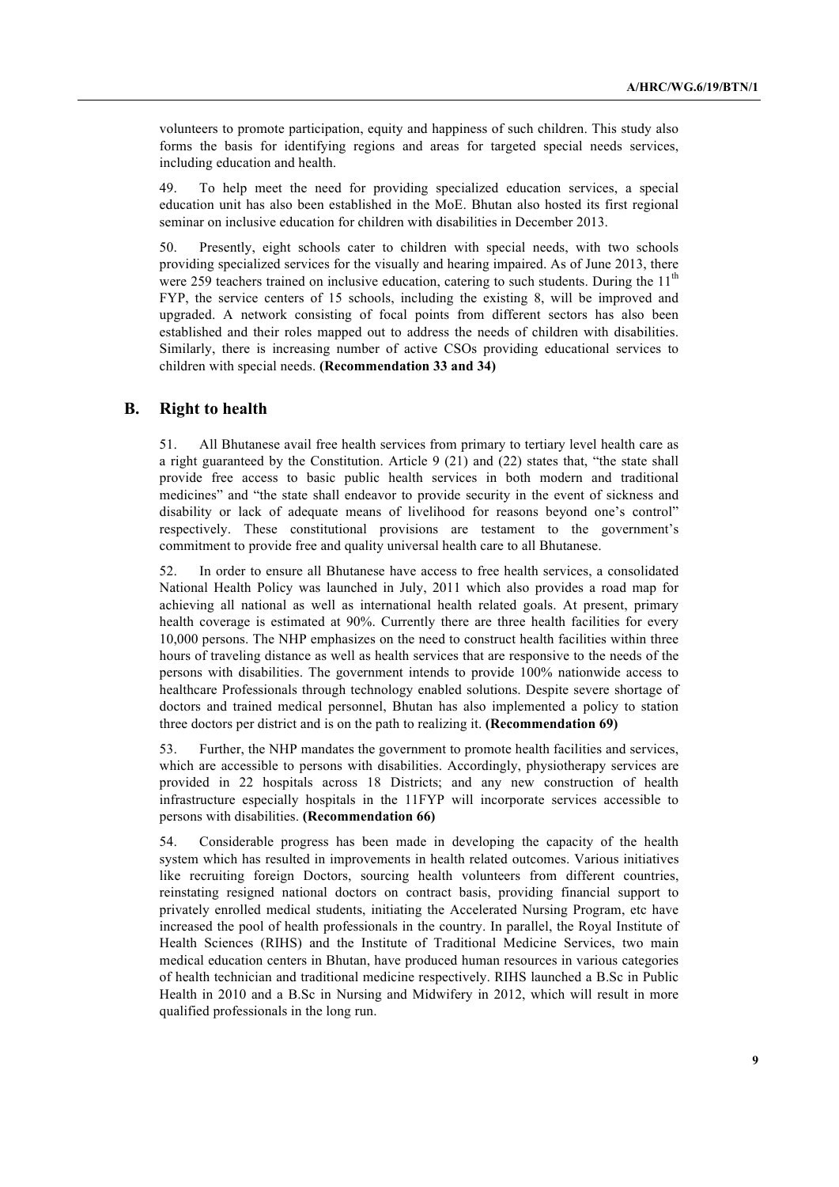volunteers to promote participation, equity and happiness of such children. This study also forms the basis for identifying regions and areas for targeted special needs services, including education and health.

49. To help meet the need for providing specialized education services, a special education unit has also been established in the MoE. Bhutan also hosted its first regional seminar on inclusive education for children with disabilities in December 2013.

50. Presently, eight schools cater to children with special needs, with two schools providing specialized services for the visually and hearing impaired. As of June 2013, there were 259 teachers trained on inclusive education, catering to such students. During the 11th FYP, the service centers of 15 schools, including the existing 8, will be improved and upgraded. A network consisting of focal points from different sectors has also been established and their roles mapped out to address the needs of children with disabilities. Similarly, there is increasing number of active CSOs providing educational services to children with special needs. **(Recommendation 33 and 34)**

## B. Right to health

51. All Bhutanese avail free health services from primary to tertiary level health care as a right guaranteed by the Constitution. Article 9 (21) and (22) states that, "the state shall provide free access to basic public health services in both modern and traditional medicines" and "the state shall endeavor to provide security in the event of sickness and disability or lack of adequate means of livelihood for reasons beyond one's control" respectively. These constitutional provisions are testament to the government's commitment to provide free and quality universal health care to all Bhutanese.

52. In order to ensure all Bhutanese have access to free health services, a consolidated National Health Policy was launched in July, 2011 which also provides a road map for achieving all national as well as international health related goals. At present, primary health coverage is estimated at 90%. Currently there are three health facilities for every 10,000 persons. The NHP emphasizes on the need to construct health facilities within three hours of traveling distance as well as health services that are responsive to the needs of the persons with disabilities. The government intends to provide 100% nationwide access to healthcare Professionals through technology enabled solutions. Despite severe shortage of doctors and trained medical personnel, Bhutan has also implemented a policy to station three doctors per district and is on the path to realizing it. **(Recommendation 69)**

53. Further, the NHP mandates the government to promote health facilities and services, which are accessible to persons with disabilities. Accordingly, physiotherapy services are provided in 22 hospitals across 18 Districts; and any new construction of health infrastructure especially hospitals in the 11FYP will incorporate services accessible to persons with disabilities. **(Recommendation 66)**

54. Considerable progress has been made in developing the capacity of the health system which has resulted in improvements in health related outcomes. Various initiatives like recruiting foreign Doctors, sourcing health volunteers from different countries, reinstating resigned national doctors on contract basis, providing financial support to privately enrolled medical students, initiating the Accelerated Nursing Program, etc have increased the pool of health professionals in the country. In parallel, the Royal Institute of Health Sciences (RIHS) and the Institute of Traditional Medicine Services, two main medical education centers in Bhutan, have produced human resources in various categories of health technician and traditional medicine respectively. RIHS launched a B.Sc in Public Health in 2010 and a B.Sc in Nursing and Midwifery in 2012, which will result in more qualified professionals in the long run.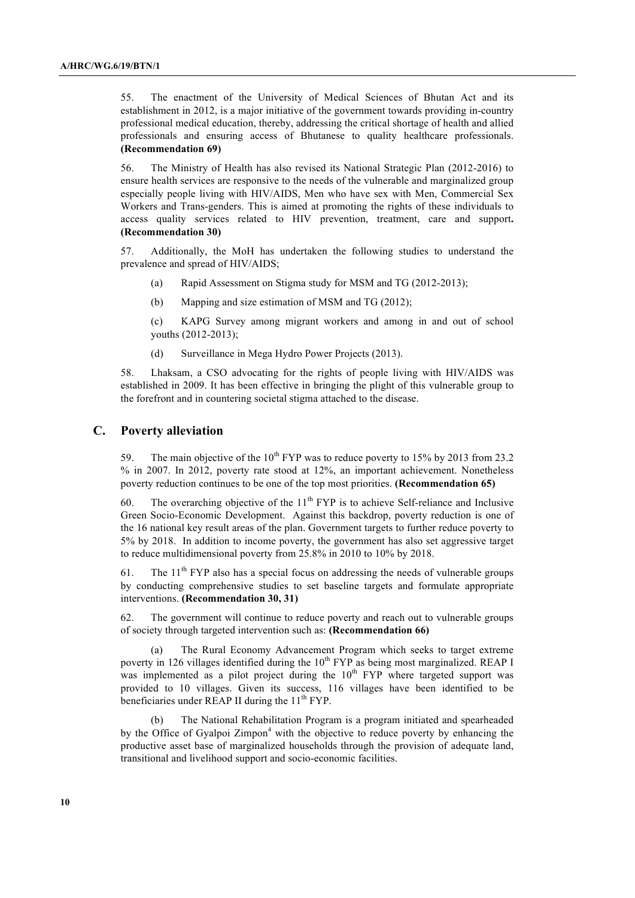55. The enactment of the University of Medical Sciences of Bhutan Act and its establishment in 2012, is a major initiative of the government towards providing in-country professional medical education, thereby, addressing the critical shortage of health and allied professionals and ensuring access of Bhutanese to quality healthcare professionals. **(Recommendation 69)**

56. The Ministry of Health has also revised its National Strategic Plan (2012-2016) to ensure health services are responsive to the needs of the vulnerable and marginalized group especially people living with HIV/AIDS, Men who have sex with Men, Commercial Sex Workers and Trans-genders. This is aimed at promoting the rights of these individuals to access quality services related to HIV prevention, treatment, care and support**. (Recommendation 30)**

57. Additionally, the MoH has undertaken the following studies to understand the prevalence and spread of HIV/AIDS;

(a) Rapid Assessment on Stigma study for MSM and TG (2012-2013);

(b) Mapping and size estimation of MSM and TG (2012);

(c) KAPG Survey among migrant workers and among in and out of school youths (2012-2013);

(d) Surveillance in Mega Hydro Power Projects (2013).

58. Lhaksam, a CSO advocating for the rights of people living with HIV/AIDS was established in 2009. It has been effective in bringing the plight of this vulnerable group to the forefront and in countering societal stigma attached to the disease.

## C. Poverty alleviation

59. The main objective of the 10th FYP was to reduce poverty to 15% by 2013 from 23.2 % in 2007. In 2012, poverty rate stood at 12%, an important achievement. Nonetheless poverty reduction continues to be one of the top most priorities. **(Recommendation 65)**

60. The overarching objective of the 11th FYP is to achieve Self-reliance and Inclusive Green Socio-Economic Development. Against this backdrop, poverty reduction is one of the 16 national key result areas of the plan. Government targets to further reduce poverty to 5% by 2018. In addition to income poverty, the government has also set aggressive target to reduce multidimensional poverty from 25.8% in 2010 to 10% by 2018.

61. The 11th FYP also has a special focus on addressing the needs of vulnerable groups by conducting comprehensive studies to set baseline targets and formulate appropriate interventions. **(Recommendation 30, 31)**

62. The government will continue to reduce poverty and reach out to vulnerable groups of society through targeted intervention such as: **(Recommendation 66)**

(a) The Rural Economy Advancement Program which seeks to target extreme poverty in 126 villages identified during the 10th FYP as being most marginalized. REAP I was implemented as a pilot project during the 10th FYP where targeted support was provided to 10 villages. Given its success, 116 villages have been identified to be beneficiaries under REAP II during the 11th FYP.

(b) The National Rehabilitation Program is a program initiated and spearheaded by the Office of Gyalpoi Zimpon[4] with the objective to reduce poverty by enhancing the productive asset base of marginalized households through the provision of adequate land, transitional and livelihood support and socio-economic facilities.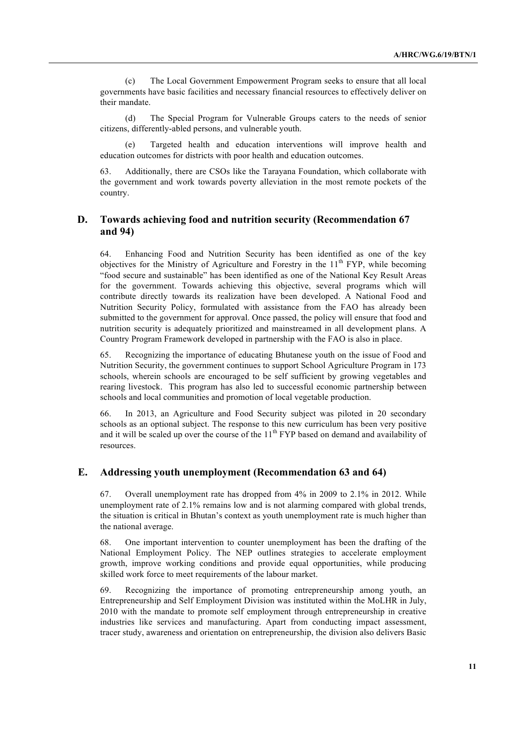(c) The Local Government Empowerment Program seeks to ensure that all local governments have basic facilities and necessary financial resources to effectively deliver on their mandate.

(d) The Special Program for Vulnerable Groups caters to the needs of senior citizens, differently-abled persons, and vulnerable youth.

(e) Targeted health and education interventions will improve health and education outcomes for districts with poor health and education outcomes.

63. Additionally, there are CSOs like the Tarayana Foundation, which collaborate with the government and work towards poverty alleviation in the most remote pockets of the country.

## D. Towards achieving food and nutrition security (Recommendation 67 and 94)

64. Enhancing Food and Nutrition Security has been identified as one of the key objectives for the Ministry of Agriculture and Forestry in the 11th FYP, while becoming "food secure and sustainable" has been identified as one of the National Key Result Areas for the government. Towards achieving this objective, several programs which will contribute directly towards its realization have been developed. A National Food and Nutrition Security Policy, formulated with assistance from the FAO has already been submitted to the government for approval. Once passed, the policy will ensure that food and nutrition security is adequately prioritized and mainstreamed in all development plans. A Country Program Framework developed in partnership with the FAO is also in place.

65. Recognizing the importance of educating Bhutanese youth on the issue of Food and Nutrition Security, the government continues to support School Agriculture Program in 173 schools, wherein schools are encouraged to be self sufficient by growing vegetables and rearing livestock. This program has also led to successful economic partnership between schools and local communities and promotion of local vegetable production.

66. In 2013, an Agriculture and Food Security subject was piloted in 20 secondary schools as an optional subject. The response to this new curriculum has been very positive and it will be scaled up over the course of the 11th FYP based on demand and availability of resources.

## E. Addressing youth unemployment (Recommendation 63 and 64)

67. Overall unemployment rate has dropped from 4% in 2009 to 2.1% in 2012. While unemployment rate of 2.1% remains low and is not alarming compared with global trends, the situation is critical in Bhutan's context as youth unemployment rate is much higher than the national average.

68. One important intervention to counter unemployment has been the drafting of the National Employment Policy. The NEP outlines strategies to accelerate employment growth, improve working conditions and provide equal opportunities, while producing skilled work force to meet requirements of the labour market.

69. Recognizing the importance of promoting entrepreneurship among youth, an Entrepreneurship and Self Employment Division was instituted within the MoLHR in July, 2010 with the mandate to promote self employment through entrepreneurship in creative industries like services and manufacturing. Apart from conducting impact assessment, tracer study, awareness and orientation on entrepreneurship, the division also delivers Basic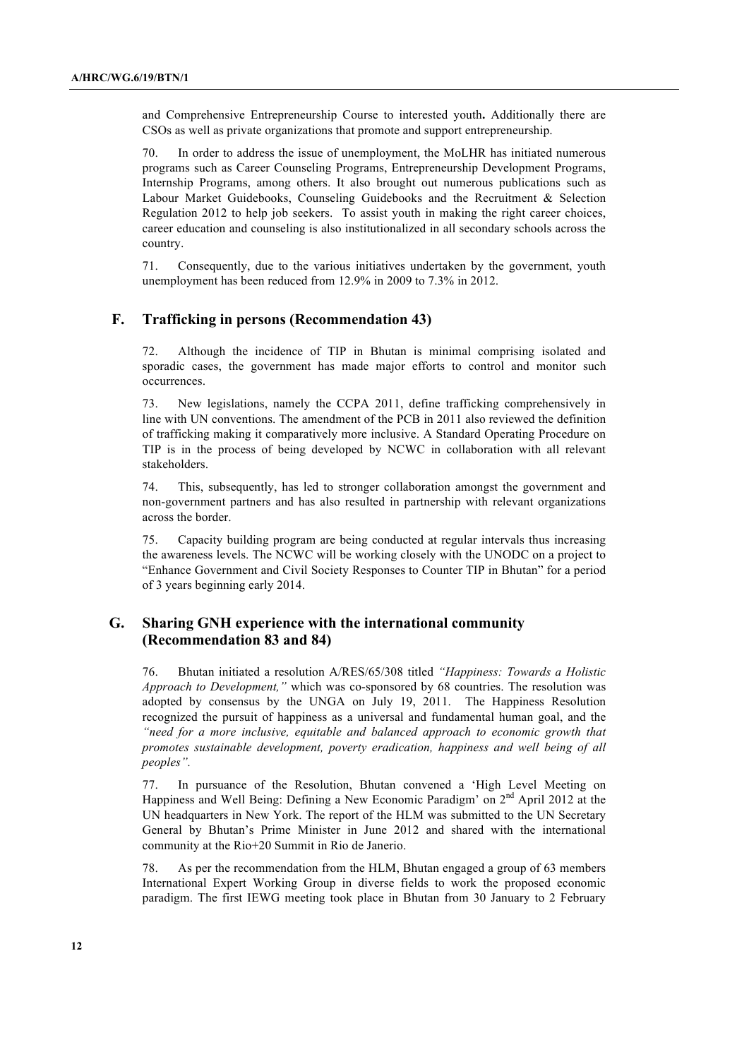and Comprehensive Entrepreneurship Course to interested youth**.** Additionally there are CSOs as well as private organizations that promote and support entrepreneurship.

70. In order to address the issue of unemployment, the MoLHR has initiated numerous programs such as Career Counseling Programs, Entrepreneurship Development Programs, Internship Programs, among others. It also brought out numerous publications such as Labour Market Guidebooks, Counseling Guidebooks and the Recruitment & Selection Regulation 2012 to help job seekers. To assist youth in making the right career choices, career education and counseling is also institutionalized in all secondary schools across the country.

71. Consequently, due to the various initiatives undertaken by the government, youth unemployment has been reduced from 12.9% in 2009 to 7.3% in 2012.

## F. Trafficking in persons (Recommendation 43)

72. Although the incidence of TIP in Bhutan is minimal comprising isolated and sporadic cases, the government has made major efforts to control and monitor such occurrences.

73. New legislations, namely the CCPA 2011, define trafficking comprehensively in line with UN conventions. The amendment of the PCB in 2011 also reviewed the definition of trafficking making it comparatively more inclusive. A Standard Operating Procedure on TIP is in the process of being developed by NCWC in collaboration with all relevant stakeholders.

74. This, subsequently, has led to stronger collaboration amongst the government and non-government partners and has also resulted in partnership with relevant organizations across the border.

75. Capacity building program are being conducted at regular intervals thus increasing the awareness levels. The NCWC will be working closely with the UNODC on a project to "Enhance Government and Civil Society Responses to Counter TIP in Bhutan" for a period of 3 years beginning early 2014.

## G. Sharing GNH experience with the international community (Recommendation 83 and 84)

76. Bhutan initiated a resolution A/RES/65/308 titled *"Happiness: Towards a Holistic Approach to Development,"* which was co-sponsored by 68 countries. The resolution was adopted by consensus by the UNGA on July 19, 2011. The Happiness Resolution recognized the pursuit of happiness as a universal and fundamental human goal, and the *"need for a more inclusive, equitable and balanced approach to economic growth that promotes sustainable development, poverty eradication, happiness and well being of all peoples".*

77. In pursuance of the Resolution, Bhutan convened a 'High Level Meeting on Happiness and Well Being: Defining a New Economic Paradigm' on 2nd April 2012 at the UN headquarters in New York. The report of the HLM was submitted to the UN Secretary General by Bhutan's Prime Minister in June 2012 and shared with the international community at the Rio+20 Summit in Rio de Janerio.

78. As per the recommendation from the HLM, Bhutan engaged a group of 63 members International Expert Working Group in diverse fields to work the proposed economic paradigm. The first IEWG meeting took place in Bhutan from 30 January to 2 February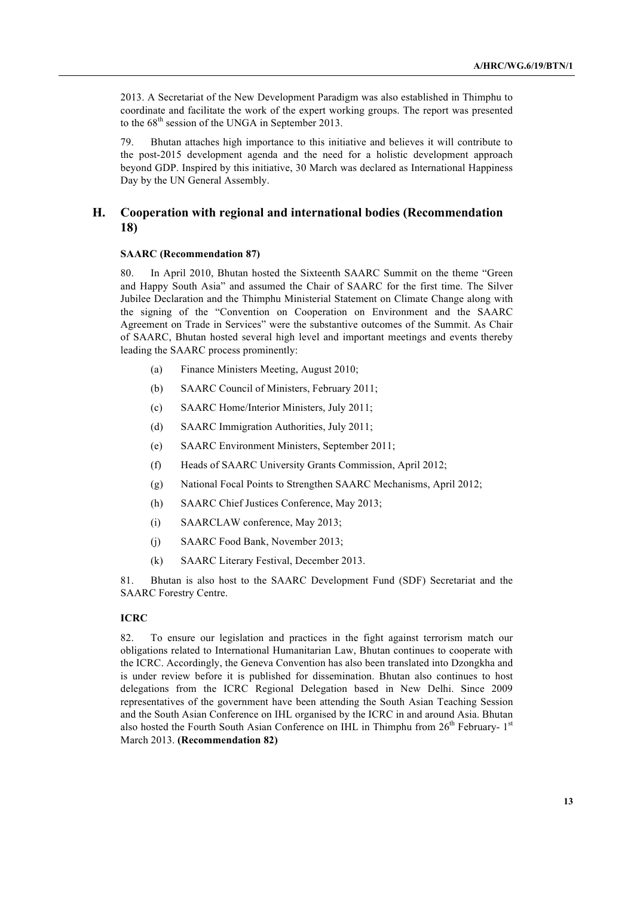2013. A Secretariat of the New Development Paradigm was also established in Thimphu to coordinate and facilitate the work of the expert working groups. The report was presented to the 68th session of the UNGA in September 2013.

79. Bhutan attaches high importance to this initiative and believes it will contribute to the post-2015 development agenda and the need for a holistic development approach beyond GDP. Inspired by this initiative, 30 March was declared as International Happiness Day by the UN General Assembly.

## H. Cooperation with regional and international bodies (Recommendation 18)

### SAARC (Recommendation 87)

80. In April 2010, Bhutan hosted the Sixteenth SAARC Summit on the theme "Green and Happy South Asia" and assumed the Chair of SAARC for the first time. The Silver Jubilee Declaration and the Thimphu Ministerial Statement on Climate Change along with the signing of the "Convention on Cooperation on Environment and the SAARC Agreement on Trade in Services" were the substantive outcomes of the Summit. As Chair of SAARC, Bhutan hosted several high level and important meetings and events thereby leading the SAARC process prominently:

(a) Finance Ministers Meeting, August 2010;

(b) SAARC Council of Ministers, February 2011;

(c) SAARC Home/Interior Ministers, July 2011;

(d) SAARC Immigration Authorities, July 2011;

(e) SAARC Environment Ministers, September 2011;

(f) Heads of SAARC University Grants Commission, April 2012;

(g) National Focal Points to Strengthen SAARC Mechanisms, April 2012;

(h) SAARC Chief Justices Conference, May 2013;

(i) SAARCLAW conference, May 2013;

(j) SAARC Food Bank, November 2013;

(k) SAARC Literary Festival, December 2013.

81. Bhutan is also host to the SAARC Development Fund (SDF) Secretariat and the SAARC Forestry Centre.

### ICRC

82. To ensure our legislation and practices in the fight against terrorism match our obligations related to International Humanitarian Law, Bhutan continues to cooperate with the ICRC. Accordingly, the Geneva Convention has also been translated into Dzongkha and is under review before it is published for dissemination. Bhutan also continues to host delegations from the ICRC Regional Delegation based in New Delhi. Since 2009 representatives of the government have been attending the South Asian Teaching Session and the South Asian Conference on IHL organised by the ICRC in and around Asia. Bhutan also hosted the Fourth South Asian Conference on IHL in Thimphu from 26th February- 1st March 2013. **(Recommendation 82)**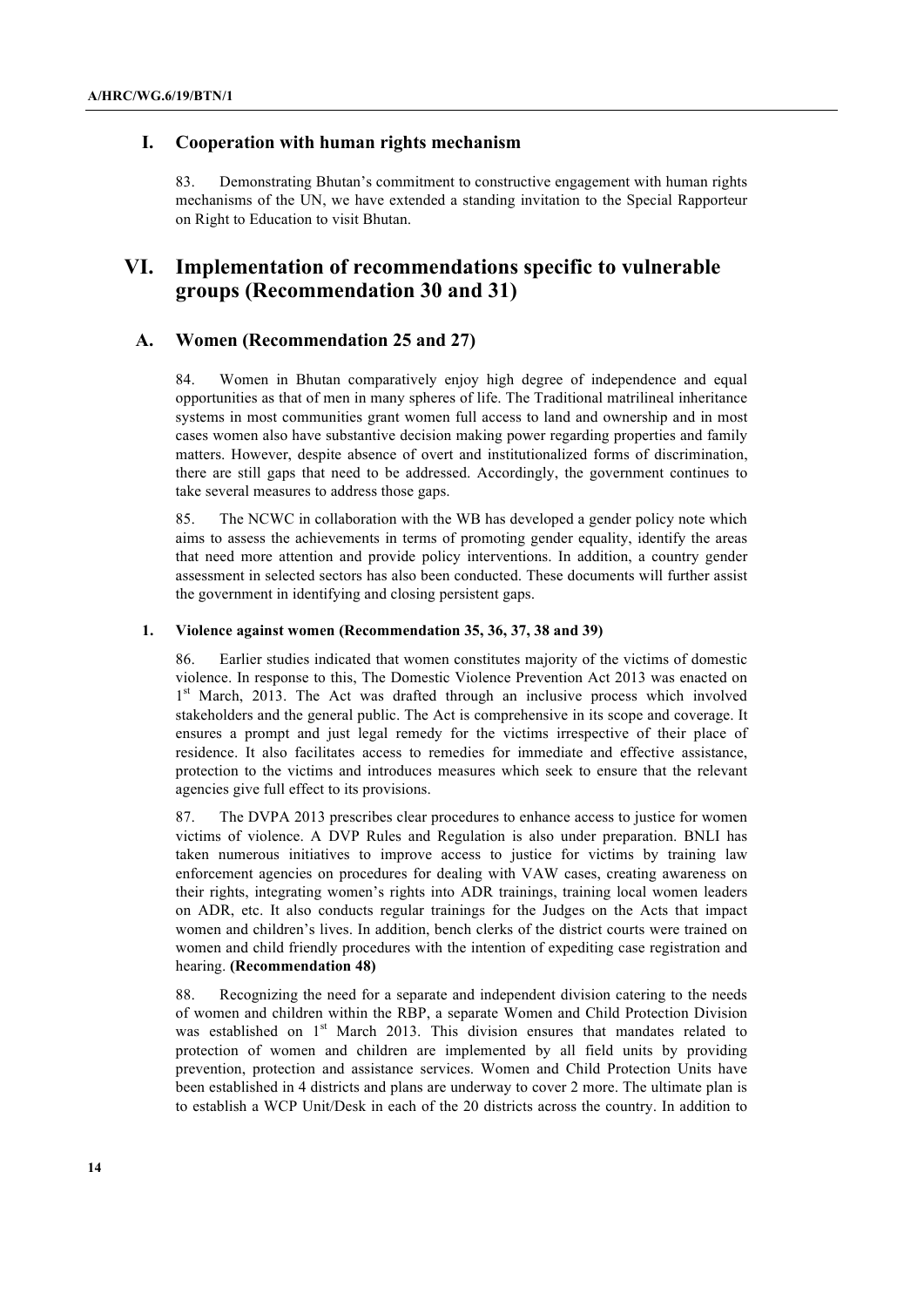## I. Cooperation with human rights mechanism

83. Demonstrating Bhutan's commitment to constructive engagement with human rights mechanisms of the UN, we have extended a standing invitation to the Special Rapporteur on Right to Education to visit Bhutan.

# VI. Implementation of recommendations specific to vulnerable groups (Recommendation 30 and 31)

## A. Women (Recommendation 25 and 27)

84. Women in Bhutan comparatively enjoy high degree of independence and equal opportunities as that of men in many spheres of life. The Traditional matrilineal inheritance systems in most communities grant women full access to land and ownership and in most cases women also have substantive decision making power regarding properties and family matters. However, despite absence of overt and institutionalized forms of discrimination, there are still gaps that need to be addressed. Accordingly, the government continues to take several measures to address those gaps.

85. The NCWC in collaboration with the WB has developed a gender policy note which aims to assess the achievements in terms of promoting gender equality, identify the areas that need more attention and provide policy interventions. In addition, a country gender assessment in selected sectors has also been conducted. These documents will further assist the government in identifying and closing persistent gaps.

### 1. Violence against women (Recommendation 35, 36, 37, 38 and 39)

86. Earlier studies indicated that women constitutes majority of the victims of domestic violence. In response to this, The Domestic Violence Prevention Act 2013 was enacted on 1st March, 2013. The Act was drafted through an inclusive process which involved stakeholders and the general public. The Act is comprehensive in its scope and coverage. It ensures a prompt and just legal remedy for the victims irrespective of their place of residence. It also facilitates access to remedies for immediate and effective assistance, protection to the victims and introduces measures which seek to ensure that the relevant agencies give full effect to its provisions.

87. The DVPA 2013 prescribes clear procedures to enhance access to justice for women victims of violence. A DVP Rules and Regulation is also under preparation. BNLI has taken numerous initiatives to improve access to justice for victims by training law enforcement agencies on procedures for dealing with VAW cases, creating awareness on their rights, integrating women's rights into ADR trainings, training local women leaders on ADR, etc. It also conducts regular trainings for the Judges on the Acts that impact women and children's lives. In addition, bench clerks of the district courts were trained on women and child friendly procedures with the intention of expediting case registration and hearing. **(Recommendation 48)**

88. Recognizing the need for a separate and independent division catering to the needs of women and children within the RBP, a separate Women and Child Protection Division was established on 1st March 2013. This division ensures that mandates related to protection of women and children are implemented by all field units by providing prevention, protection and assistance services. Women and Child Protection Units have been established in 4 districts and plans are underway to cover 2 more. The ultimate plan is to establish a WCP Unit/Desk in each of the 20 districts across the country. In addition to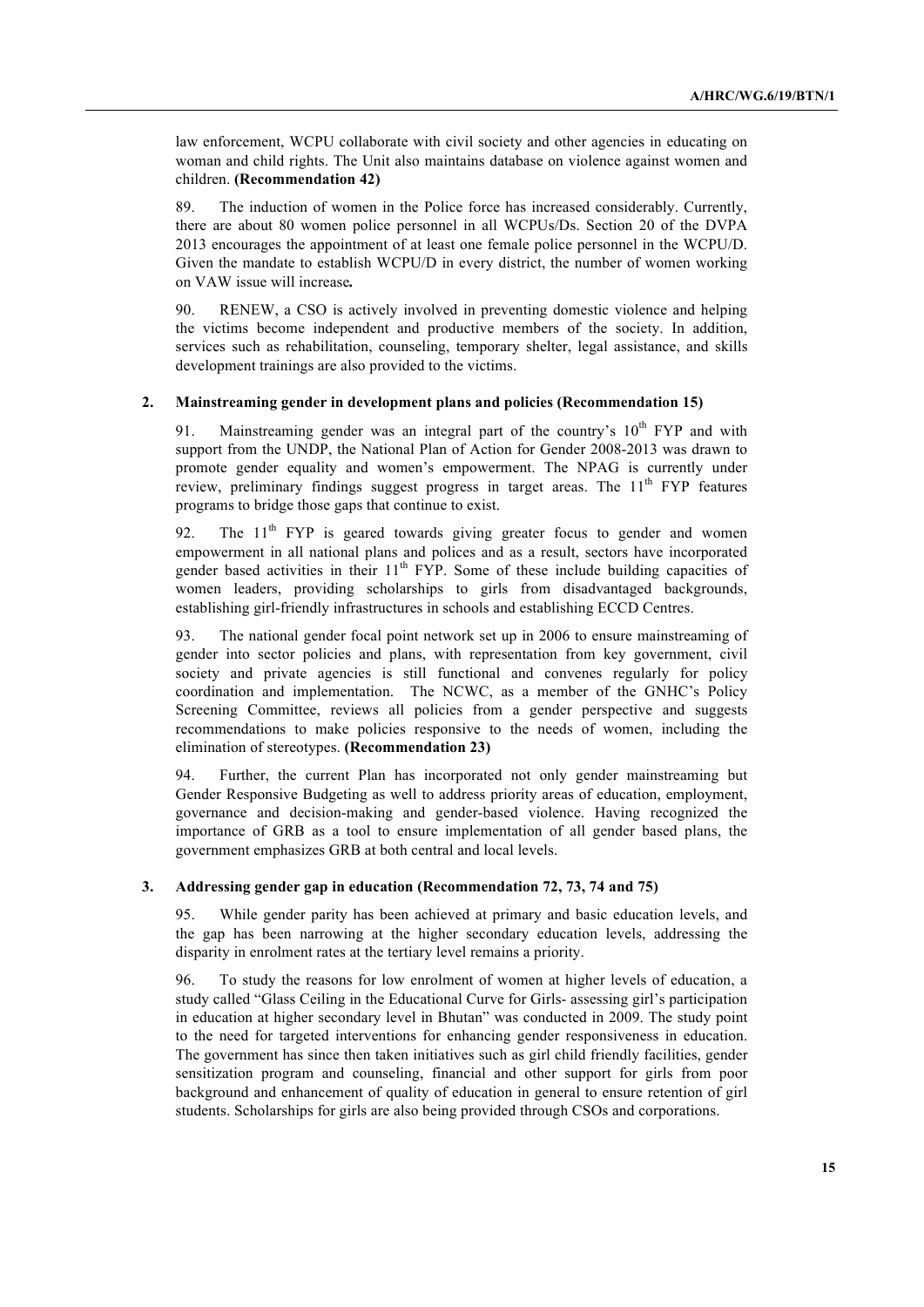law enforcement, WCPU collaborate with civil society and other agencies in educating on woman and child rights. The Unit also maintains database on violence against women and children. **(Recommendation 42)**

89. The induction of women in the Police force has increased considerably. Currently, there are about 80 women police personnel in all WCPUs/Ds. Section 20 of the DVPA 2013 encourages the appointment of at least one female police personnel in the WCPU/D. Given the mandate to establish WCPU/D in every district, the number of women working on VAW issue will increase**.**

90. RENEW, a CSO is actively involved in preventing domestic violence and helping the victims become independent and productive members of the society. In addition, services such as rehabilitation, counseling, temporary shelter, legal assistance, and skills development trainings are also provided to the victims.

### 2. Mainstreaming gender in development plans and policies (Recommendation 15)

91. Mainstreaming gender was an integral part of the country's 10th FYP and with support from the UNDP, the National Plan of Action for Gender 2008-2013 was drawn to promote gender equality and women's empowerment. The NPAG is currently under review, preliminary findings suggest progress in target areas. The 11th FYP features programs to bridge those gaps that continue to exist.

92. The 11th FYP is geared towards giving greater focus to gender and women empowerment in all national plans and polices and as a result, sectors have incorporated gender based activities in their 11th FYP. Some of these include building capacities of women leaders, providing scholarships to girls from disadvantaged backgrounds, establishing girl-friendly infrastructures in schools and establishing ECCD Centres.

93. The national gender focal point network set up in 2006 to ensure mainstreaming of gender into sector policies and plans, with representation from key government, civil society and private agencies is still functional and convenes regularly for policy coordination and implementation. The NCWC, as a member of the GNHC's Policy Screening Committee, reviews all policies from a gender perspective and suggests recommendations to make policies responsive to the needs of women, including the elimination of stereotypes. **(Recommendation 23)**

94. Further, the current Plan has incorporated not only gender mainstreaming but Gender Responsive Budgeting as well to address priority areas of education, employment, governance and decision-making and gender-based violence. Having recognized the importance of GRB as a tool to ensure implementation of all gender based plans, the government emphasizes GRB at both central and local levels.

### 3. Addressing gender gap in education (Recommendation 72, 73, 74 and 75)

95. While gender parity has been achieved at primary and basic education levels, and the gap has been narrowing at the higher secondary education levels, addressing the disparity in enrolment rates at the tertiary level remains a priority.

96. To study the reasons for low enrolment of women at higher levels of education, a study called "Glass Ceiling in the Educational Curve for Girls- assessing girl's participation in education at higher secondary level in Bhutan" was conducted in 2009. The study point to the need for targeted interventions for enhancing gender responsiveness in education. The government has since then taken initiatives such as girl child friendly facilities, gender sensitization program and counseling, financial and other support for girls from poor background and enhancement of quality of education in general to ensure retention of girl students. Scholarships for girls are also being provided through CSOs and corporations.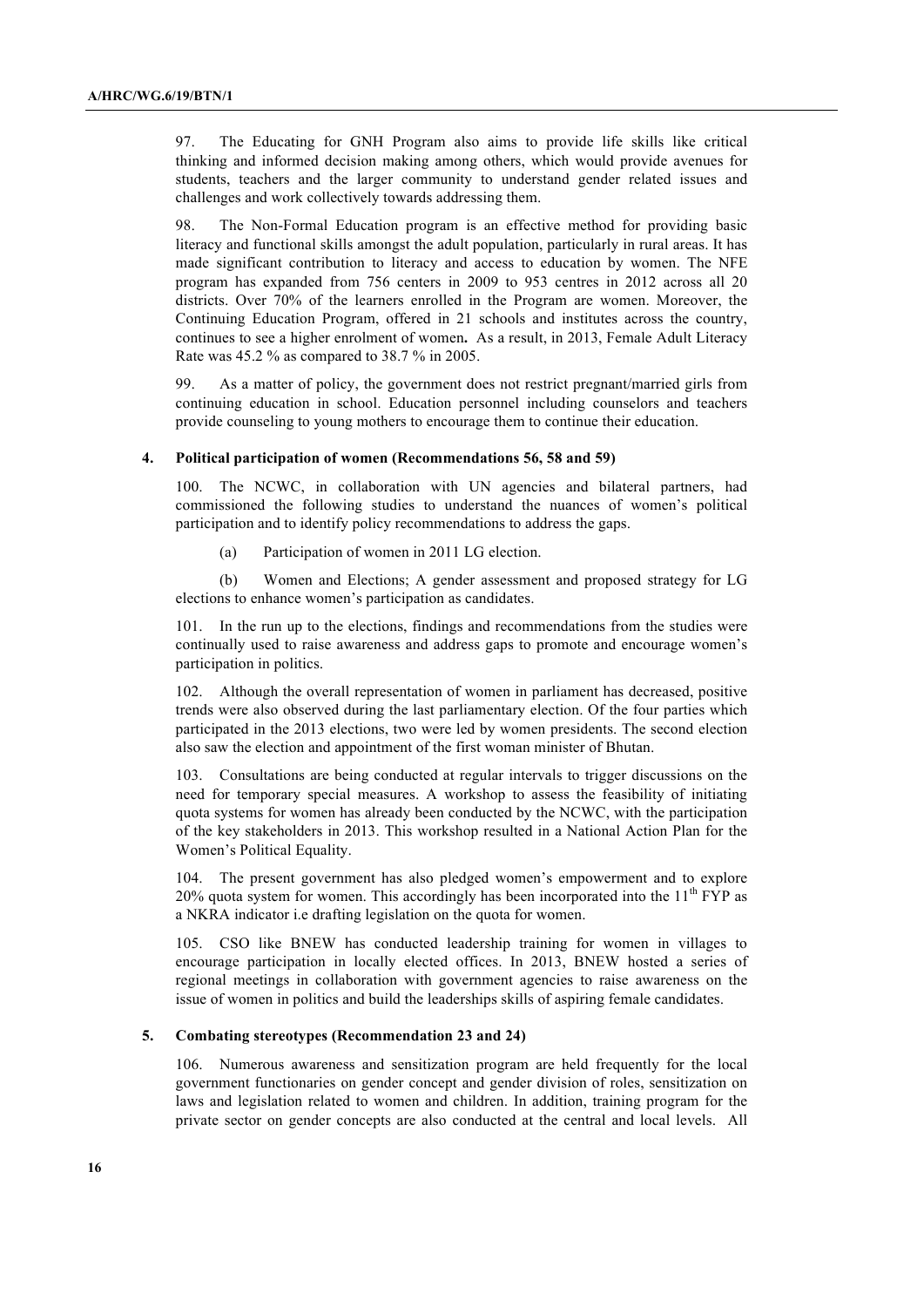97. The Educating for GNH Program also aims to provide life skills like critical thinking and informed decision making among others, which would provide avenues for students, teachers and the larger community to understand gender related issues and challenges and work collectively towards addressing them.

98. The Non-Formal Education program is an effective method for providing basic literacy and functional skills amongst the adult population, particularly in rural areas. It has made significant contribution to literacy and access to education by women. The NFE program has expanded from 756 centers in 2009 to 953 centres in 2012 across all 20 districts. Over 70% of the learners enrolled in the Program are women. Moreover, the Continuing Education Program, offered in 21 schools and institutes across the country, continues to see a higher enrolment of women**.** As a result, in 2013, Female Adult Literacy Rate was 45.2 % as compared to 38.7 % in 2005.

99. As a matter of policy, the government does not restrict pregnant/married girls from continuing education in school. Education personnel including counselors and teachers provide counseling to young mothers to encourage them to continue their education.

### 4. Political participation of women (Recommendations 56, 58 and 59)

100. The NCWC, in collaboration with UN agencies and bilateral partners, had commissioned the following studies to understand the nuances of women's political participation and to identify policy recommendations to address the gaps.

(a) Participation of women in 2011 LG election.

(b) Women and Elections; A gender assessment and proposed strategy for LG elections to enhance women's participation as candidates.

101. In the run up to the elections, findings and recommendations from the studies were continually used to raise awareness and address gaps to promote and encourage women's participation in politics.

102. Although the overall representation of women in parliament has decreased, positive trends were also observed during the last parliamentary election. Of the four parties which participated in the 2013 elections, two were led by women presidents. The second election also saw the election and appointment of the first woman minister of Bhutan.

103. Consultations are being conducted at regular intervals to trigger discussions on the need for temporary special measures. A workshop to assess the feasibility of initiating quota systems for women has already been conducted by the NCWC, with the participation of the key stakeholders in 2013. This workshop resulted in a National Action Plan for the Women's Political Equality.

104. The present government has also pledged women's empowerment and to explore 20% quota system for women. This accordingly has been incorporated into the 11th FYP as a NKRA indicator i.e drafting legislation on the quota for women.

105. CSO like BNEW has conducted leadership training for women in villages to encourage participation in locally elected offices. In 2013, BNEW hosted a series of regional meetings in collaboration with government agencies to raise awareness on the issue of women in politics and build the leaderships skills of aspiring female candidates.

### 5. Combating stereotypes (Recommendation 23 and 24)

106. Numerous awareness and sensitization program are held frequently for the local government functionaries on gender concept and gender division of roles, sensitization on laws and legislation related to women and children. In addition, training program for the private sector on gender concepts are also conducted at the central and local levels. All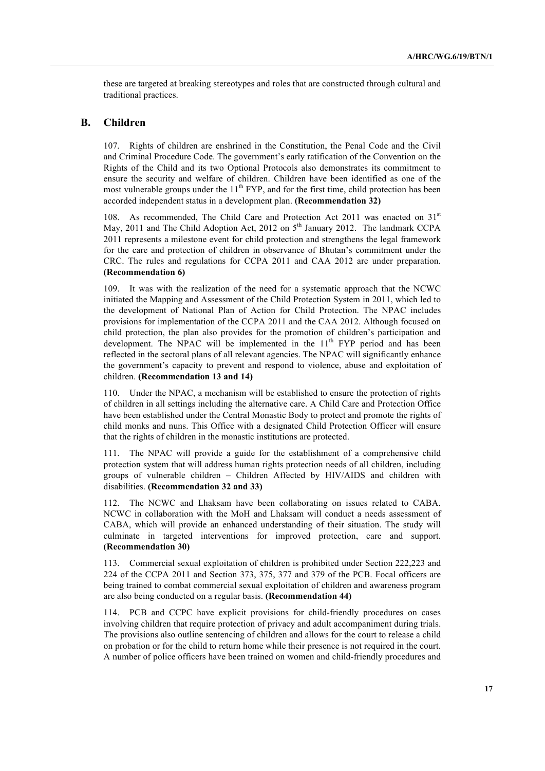these are targeted at breaking stereotypes and roles that are constructed through cultural and traditional practices.

## B. Children

107. Rights of children are enshrined in the Constitution, the Penal Code and the Civil and Criminal Procedure Code. The government's early ratification of the Convention on the Rights of the Child and its two Optional Protocols also demonstrates its commitment to ensure the security and welfare of children. Children have been identified as one of the most vulnerable groups under the 11th FYP, and for the first time, child protection has been accorded independent status in a development plan. **(Recommendation 32)**

108. As recommended, The Child Care and Protection Act 2011 was enacted on 31st May, 2011 and The Child Adoption Act, 2012 on 5th January 2012. The landmark CCPA 2011 represents a milestone event for child protection and strengthens the legal framework for the care and protection of children in observance of Bhutan's commitment under the CRC. The rules and regulations for CCPA 2011 and CAA 2012 are under preparation. **(Recommendation 6)**

109. It was with the realization of the need for a systematic approach that the NCWC initiated the Mapping and Assessment of the Child Protection System in 2011, which led to the development of National Plan of Action for Child Protection. The NPAC includes provisions for implementation of the CCPA 2011 and the CAA 2012. Although focused on child protection, the plan also provides for the promotion of children's participation and development. The NPAC will be implemented in the 11th FYP period and has been reflected in the sectoral plans of all relevant agencies. The NPAC will significantly enhance the government's capacity to prevent and respond to violence, abuse and exploitation of children. **(Recommendation 13 and 14)**

110. Under the NPAC, a mechanism will be established to ensure the protection of rights of children in all settings including the alternative care. A Child Care and Protection Office have been established under the Central Monastic Body to protect and promote the rights of child monks and nuns. This Office with a designated Child Protection Officer will ensure that the rights of children in the monastic institutions are protected.

111. The NPAC will provide a guide for the establishment of a comprehensive child protection system that will address human rights protection needs of all children, including groups of vulnerable children – Children Affected by HIV/AIDS and children with disabilities. **(Recommendation 32 and 33)**

112. The NCWC and Lhaksam have been collaborating on issues related to CABA. NCWC in collaboration with the MoH and Lhaksam will conduct a needs assessment of CABA, which will provide an enhanced understanding of their situation. The study will culminate in targeted interventions for improved protection, care and support. **(Recommendation 30)**

113. Commercial sexual exploitation of children is prohibited under Section 222,223 and 224 of the CCPA 2011 and Section 373, 375, 377 and 379 of the PCB. Focal officers are being trained to combat commercial sexual exploitation of children and awareness program are also being conducted on a regular basis. **(Recommendation 44)**

114. PCB and CCPC have explicit provisions for child-friendly procedures on cases involving children that require protection of privacy and adult accompaniment during trials. The provisions also outline sentencing of children and allows for the court to release a child on probation or for the child to return home while their presence is not required in the court. A number of police officers have been trained on women and child-friendly procedures and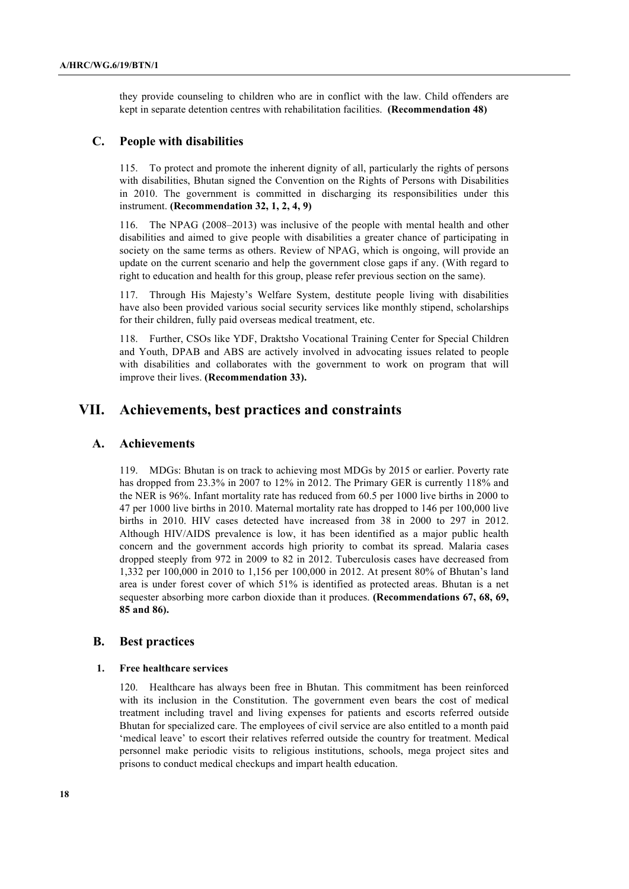they provide counseling to children who are in conflict with the law. Child offenders are kept in separate detention centres with rehabilitation facilities. **(Recommendation 48)**

## C. People with disabilities

115. To protect and promote the inherent dignity of all, particularly the rights of persons with disabilities, Bhutan signed the Convention on the Rights of Persons with Disabilities in 2010. The government is committed in discharging its responsibilities under this instrument. **(Recommendation 32, 1, 2, 4, 9)**

116. The NPAG (2008–2013) was inclusive of the people with mental health and other disabilities and aimed to give people with disabilities a greater chance of participating in society on the same terms as others. Review of NPAG, which is ongoing, will provide an update on the current scenario and help the government close gaps if any. (With regard to right to education and health for this group, please refer previous section on the same).

117. Through His Majesty's Welfare System, destitute people living with disabilities have also been provided various social security services like monthly stipend, scholarships for their children, fully paid overseas medical treatment, etc.

118. Further, CSOs like YDF, Draktsho Vocational Training Center for Special Children and Youth, DPAB and ABS are actively involved in advocating issues related to people with disabilities and collaborates with the government to work on program that will improve their lives. **(Recommendation 33).**

# VII. Achievements, best practices and constraints

## A. Achievements

119. MDGs: Bhutan is on track to achieving most MDGs by 2015 or earlier. Poverty rate has dropped from 23.3% in 2007 to 12% in 2012. The Primary GER is currently 118% and the NER is 96%. Infant mortality rate has reduced from 60.5 per 1000 live births in 2000 to 47 per 1000 live births in 2010. Maternal mortality rate has dropped to 146 per 100,000 live births in 2010. HIV cases detected have increased from 38 in 2000 to 297 in 2012. Although HIV/AIDS prevalence is low, it has been identified as a major public health concern and the government accords high priority to combat its spread. Malaria cases dropped steeply from 972 in 2009 to 82 in 2012. Tuberculosis cases have decreased from 1,332 per 100,000 in 2010 to 1,156 per 100,000 in 2012. At present 80% of Bhutan's land area is under forest cover of which 51% is identified as protected areas. Bhutan is a net sequester absorbing more carbon dioxide than it produces. **(Recommendations 67, 68, 69, 85 and 86).**

## B. Best practices

### 1. Free healthcare services

120. Healthcare has always been free in Bhutan. This commitment has been reinforced with its inclusion in the Constitution. The government even bears the cost of medical treatment including travel and living expenses for patients and escorts referred outside Bhutan for specialized care. The employees of civil service are also entitled to a month paid 'medical leave' to escort their relatives referred outside the country for treatment. Medical personnel make periodic visits to religious institutions, schools, mega project sites and prisons to conduct medical checkups and impart health education.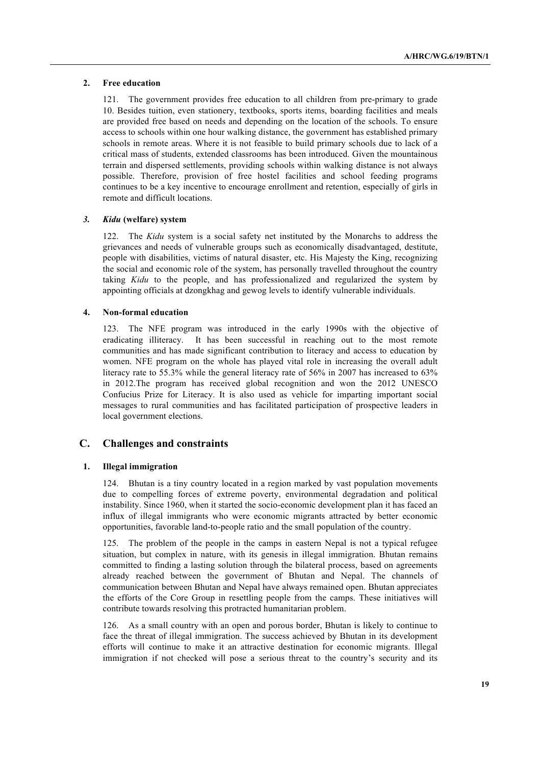### 2. Free education

121. The government provides free education to all children from pre-primary to grade 10. Besides tuition, even stationery, textbooks, sports items, boarding facilities and meals are provided free based on needs and depending on the location of the schools. To ensure access to schools within one hour walking distance, the government has established primary schools in remote areas. Where it is not feasible to build primary schools due to lack of a critical mass of students, extended classrooms has been introduced. Given the mountainous terrain and dispersed settlements, providing schools within walking distance is not always possible. Therefore, provision of free hostel facilities and school feeding programs continues to be a key incentive to encourage enrollment and retention, especially of girls in remote and difficult locations.

### *3. Kidu* (welfare) system

122. The *Kidu* system is a social safety net instituted by the Monarchs to address the grievances and needs of vulnerable groups such as economically disadvantaged, destitute, people with disabilities, victims of natural disaster, etc. His Majesty the King, recognizing the social and economic role of the system, has personally travelled throughout the country taking *Kidu* to the people, and has professionalized and regularized the system by appointing officials at dzongkhag and gewog levels to identify vulnerable individuals.

### 4. Non-formal education

123. The NFE program was introduced in the early 1990s with the objective of eradicating illiteracy. It has been successful in reaching out to the most remote communities and has made significant contribution to literacy and access to education by women. NFE program on the whole has played vital role in increasing the overall adult literacy rate to 55.3% while the general literacy rate of 56% in 2007 has increased to 63% in 2012.The program has received global recognition and won the 2012 UNESCO Confucius Prize for Literacy. It is also used as vehicle for imparting important social messages to rural communities and has facilitated participation of prospective leaders in local government elections.

## C. Challenges and constraints

### 1. Illegal immigration

124. Bhutan is a tiny country located in a region marked by vast population movements due to compelling forces of extreme poverty, environmental degradation and political instability. Since 1960, when it started the socio-economic development plan it has faced an influx of illegal immigrants who were economic migrants attracted by better economic opportunities, favorable land-to-people ratio and the small population of the country.

125. The problem of the people in the camps in eastern Nepal is not a typical refugee situation, but complex in nature, with its genesis in illegal immigration. Bhutan remains committed to finding a lasting solution through the bilateral process, based on agreements already reached between the government of Bhutan and Nepal. The channels of communication between Bhutan and Nepal have always remained open. Bhutan appreciates the efforts of the Core Group in resettling people from the camps. These initiatives will contribute towards resolving this protracted humanitarian problem.

126. As a small country with an open and porous border, Bhutan is likely to continue to face the threat of illegal immigration. The success achieved by Bhutan in its development efforts will continue to make it an attractive destination for economic migrants. Illegal immigration if not checked will pose a serious threat to the country's security and its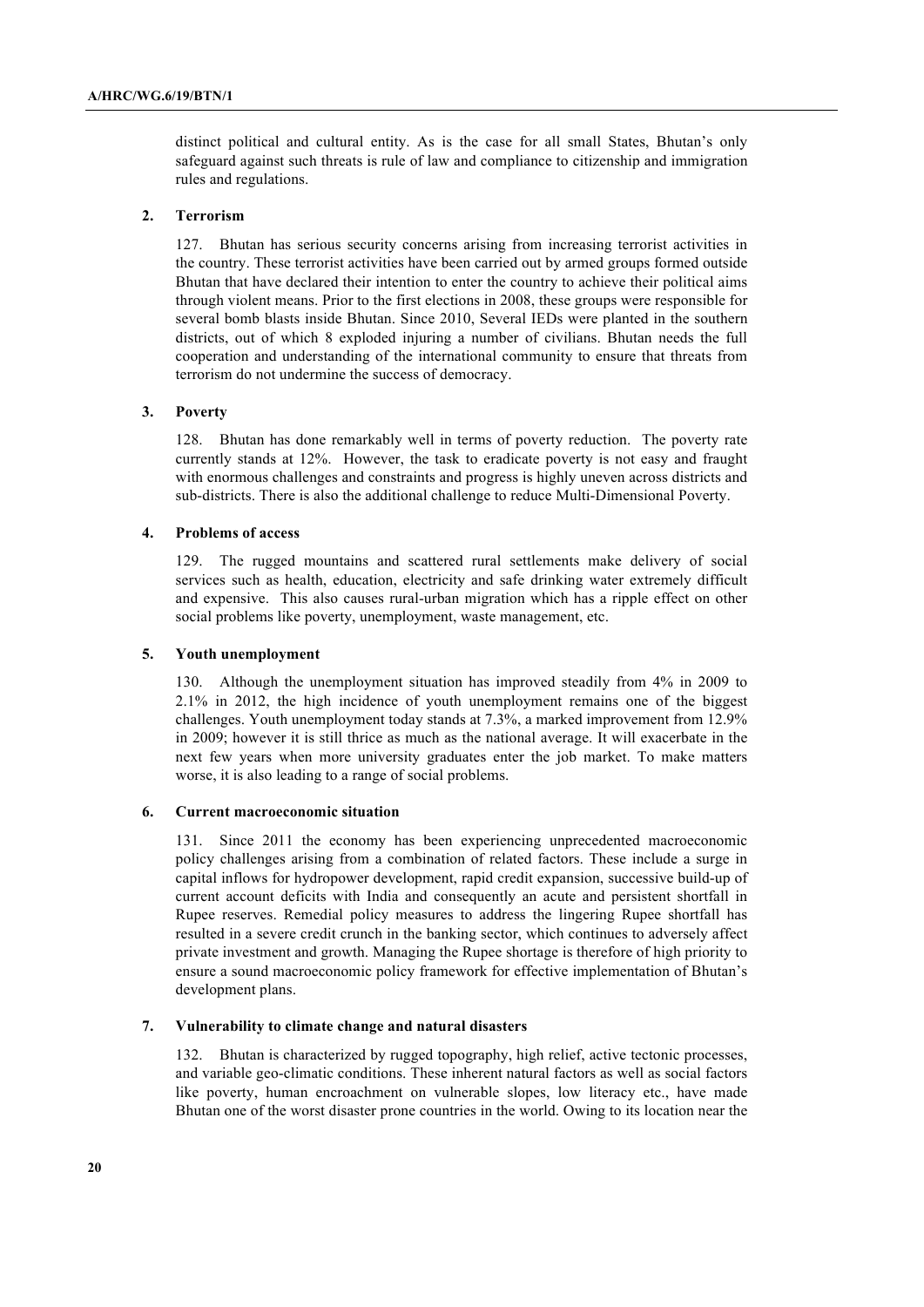distinct political and cultural entity. As is the case for all small States, Bhutan's only safeguard against such threats is rule of law and compliance to citizenship and immigration rules and regulations.

### 2. Terrorism

127. Bhutan has serious security concerns arising from increasing terrorist activities in the country. These terrorist activities have been carried out by armed groups formed outside Bhutan that have declared their intention to enter the country to achieve their political aims through violent means. Prior to the first elections in 2008, these groups were responsible for several bomb blasts inside Bhutan. Since 2010, Several IEDs were planted in the southern districts, out of which 8 exploded injuring a number of civilians. Bhutan needs the full cooperation and understanding of the international community to ensure that threats from terrorism do not undermine the success of democracy.

### 3. Poverty

128. Bhutan has done remarkably well in terms of poverty reduction. The poverty rate currently stands at 12%. However, the task to eradicate poverty is not easy and fraught with enormous challenges and constraints and progress is highly uneven across districts and sub-districts. There is also the additional challenge to reduce Multi-Dimensional Poverty.

### 4. Problems of access

129. The rugged mountains and scattered rural settlements make delivery of social services such as health, education, electricity and safe drinking water extremely difficult and expensive. This also causes rural-urban migration which has a ripple effect on other social problems like poverty, unemployment, waste management, etc.

### 5. Youth unemployment

130. Although the unemployment situation has improved steadily from 4% in 2009 to 2.1% in 2012, the high incidence of youth unemployment remains one of the biggest challenges. Youth unemployment today stands at 7.3%, a marked improvement from 12.9% in 2009; however it is still thrice as much as the national average. It will exacerbate in the next few years when more university graduates enter the job market. To make matters worse, it is also leading to a range of social problems.

### 6. Current macroeconomic situation

131. Since 2011 the economy has been experiencing unprecedented macroeconomic policy challenges arising from a combination of related factors. These include a surge in capital inflows for hydropower development, rapid credit expansion, successive build-up of current account deficits with India and consequently an acute and persistent shortfall in Rupee reserves. Remedial policy measures to address the lingering Rupee shortfall has resulted in a severe credit crunch in the banking sector, which continues to adversely affect private investment and growth. Managing the Rupee shortage is therefore of high priority to ensure a sound macroeconomic policy framework for effective implementation of Bhutan's development plans.

### 7. Vulnerability to climate change and natural disasters

132. Bhutan is characterized by rugged topography, high relief, active tectonic processes, and variable geo-climatic conditions. These inherent natural factors as well as social factors like poverty, human encroachment on vulnerable slopes, low literacy etc., have made Bhutan one of the worst disaster prone countries in the world. Owing to its location near the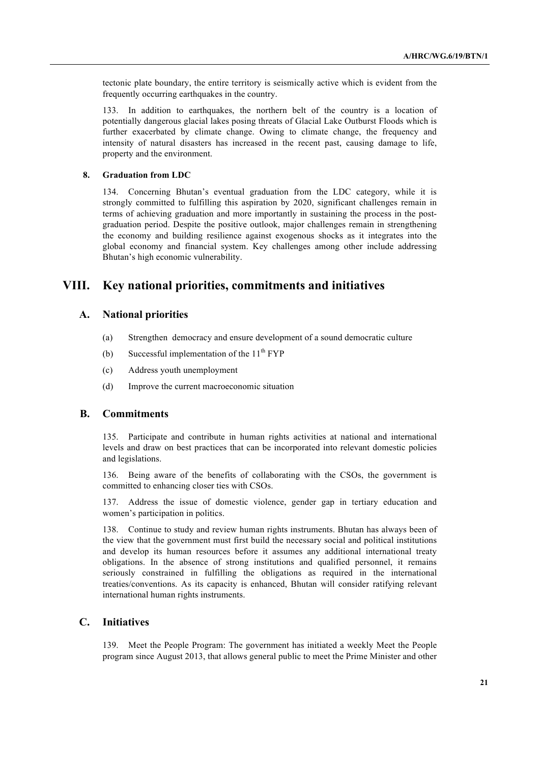tectonic plate boundary, the entire territory is seismically active which is evident from the frequently occurring earthquakes in the country.

133. In addition to earthquakes, the northern belt of the country is a location of potentially dangerous glacial lakes posing threats of Glacial Lake Outburst Floods which is further exacerbated by climate change. Owing to climate change, the frequency and intensity of natural disasters has increased in the recent past, causing damage to life, property and the environment.

### 8. Graduation from LDC

134. Concerning Bhutan's eventual graduation from the LDC category, while it is strongly committed to fulfilling this aspiration by 2020, significant challenges remain in terms of achieving graduation and more importantly in sustaining the process in the post-graduation period. Despite the positive outlook, major challenges remain in strengthening the economy and building resilience against exogenous shocks as it integrates into the global economy and financial system. Key challenges among other include addressing Bhutan's high economic vulnerability.

# VIII. Key national priorities, commitments and initiatives

## A. National priorities

(a) Strengthen democracy and ensure development of a sound democratic culture

(b) Successful implementation of the 11th FYP

(c) Address youth unemployment

(d) Improve the current macroeconomic situation

## B. Commitments

135. Participate and contribute in human rights activities at national and international levels and draw on best practices that can be incorporated into relevant domestic policies and legislations.

136. Being aware of the benefits of collaborating with the CSOs, the government is committed to enhancing closer ties with CSOs.

137. Address the issue of domestic violence, gender gap in tertiary education and women's participation in politics.

138. Continue to study and review human rights instruments. Bhutan has always been of the view that the government must first build the necessary social and political institutions and develop its human resources before it assumes any additional international treaty obligations. In the absence of strong institutions and qualified personnel, it remains seriously constrained in fulfilling the obligations as required in the international treaties/conventions. As its capacity is enhanced, Bhutan will consider ratifying relevant international human rights instruments.

## C. Initiatives

139. Meet the People Program: The government has initiated a weekly Meet the People program since August 2013, that allows general public to meet the Prime Minister and other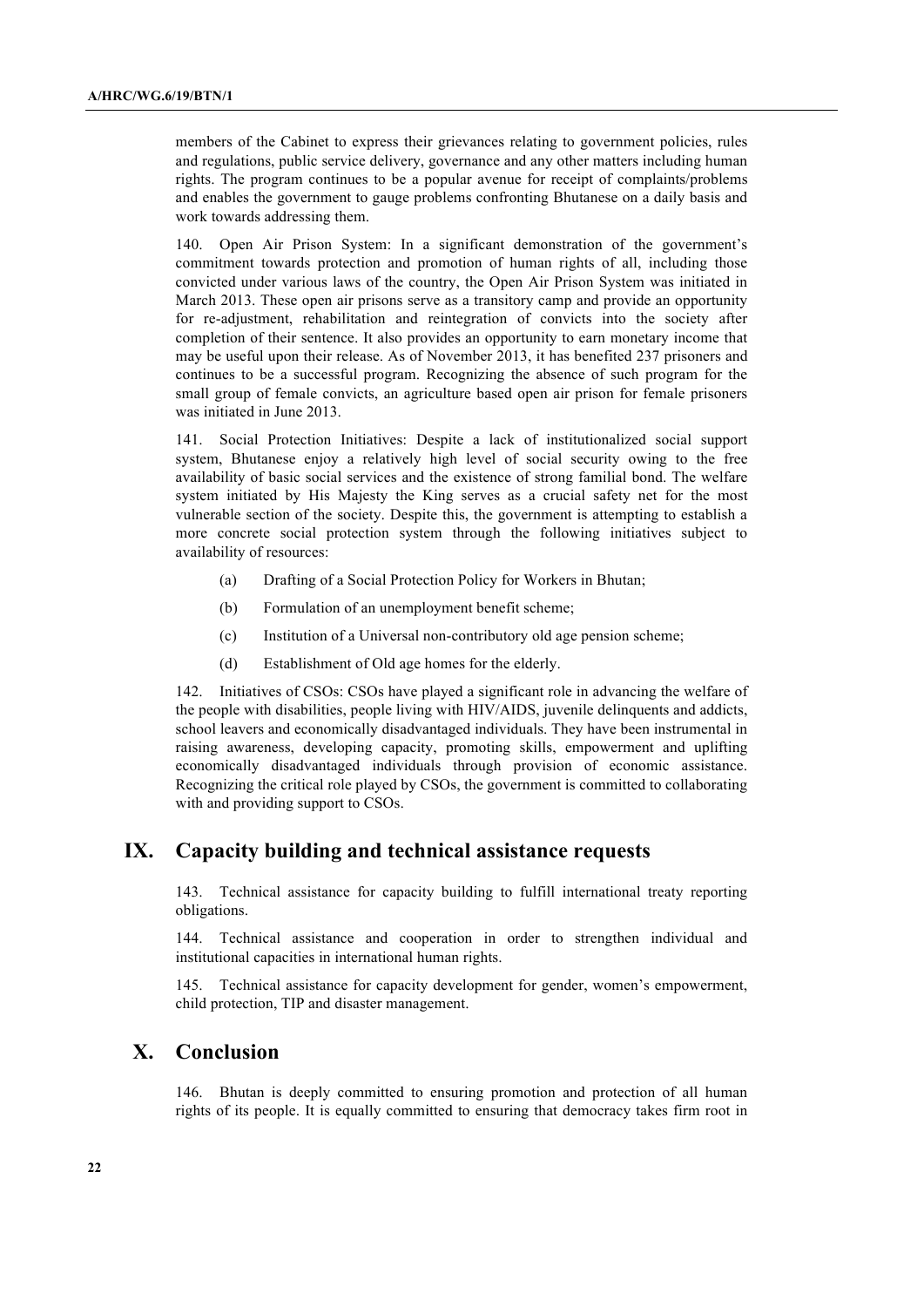members of the Cabinet to express their grievances relating to government policies, rules and regulations, public service delivery, governance and any other matters including human rights. The program continues to be a popular avenue for receipt of complaints/problems and enables the government to gauge problems confronting Bhutanese on a daily basis and work towards addressing them.

140. Open Air Prison System: In a significant demonstration of the government's commitment towards protection and promotion of human rights of all, including those convicted under various laws of the country, the Open Air Prison System was initiated in March 2013. These open air prisons serve as a transitory camp and provide an opportunity for re-adjustment, rehabilitation and reintegration of convicts into the society after completion of their sentence. It also provides an opportunity to earn monetary income that may be useful upon their release. As of November 2013, it has benefited 237 prisoners and continues to be a successful program. Recognizing the absence of such program for the small group of female convicts, an agriculture based open air prison for female prisoners was initiated in June 2013.

141. Social Protection Initiatives: Despite a lack of institutionalized social support system, Bhutanese enjoy a relatively high level of social security owing to the free availability of basic social services and the existence of strong familial bond. The welfare system initiated by His Majesty the King serves as a crucial safety net for the most vulnerable section of the society. Despite this, the government is attempting to establish a more concrete social protection system through the following initiatives subject to availability of resources:

(a) Drafting of a Social Protection Policy for Workers in Bhutan;

(b) Formulation of an unemployment benefit scheme;

(c) Institution of a Universal non-contributory old age pension scheme;

(d) Establishment of Old age homes for the elderly.

142. Initiatives of CSOs: CSOs have played a significant role in advancing the welfare of the people with disabilities, people living with HIV/AIDS, juvenile delinquents and addicts, school leavers and economically disadvantaged individuals. They have been instrumental in raising awareness, developing capacity, promoting skills, empowerment and uplifting economically disadvantaged individuals through provision of economic assistance. Recognizing the critical role played by CSOs, the government is committed to collaborating with and providing support to CSOs.

## IX. Capacity building and technical assistance requests

143. Technical assistance for capacity building to fulfill international treaty reporting obligations.

144. Technical assistance and cooperation in order to strengthen individual and institutional capacities in international human rights.

145. Technical assistance for capacity development for gender, women's empowerment, child protection, TIP and disaster management.

## X. Conclusion

146. Bhutan is deeply committed to ensuring promotion and protection of all human rights of its people. It is equally committed to ensuring that democracy takes firm root in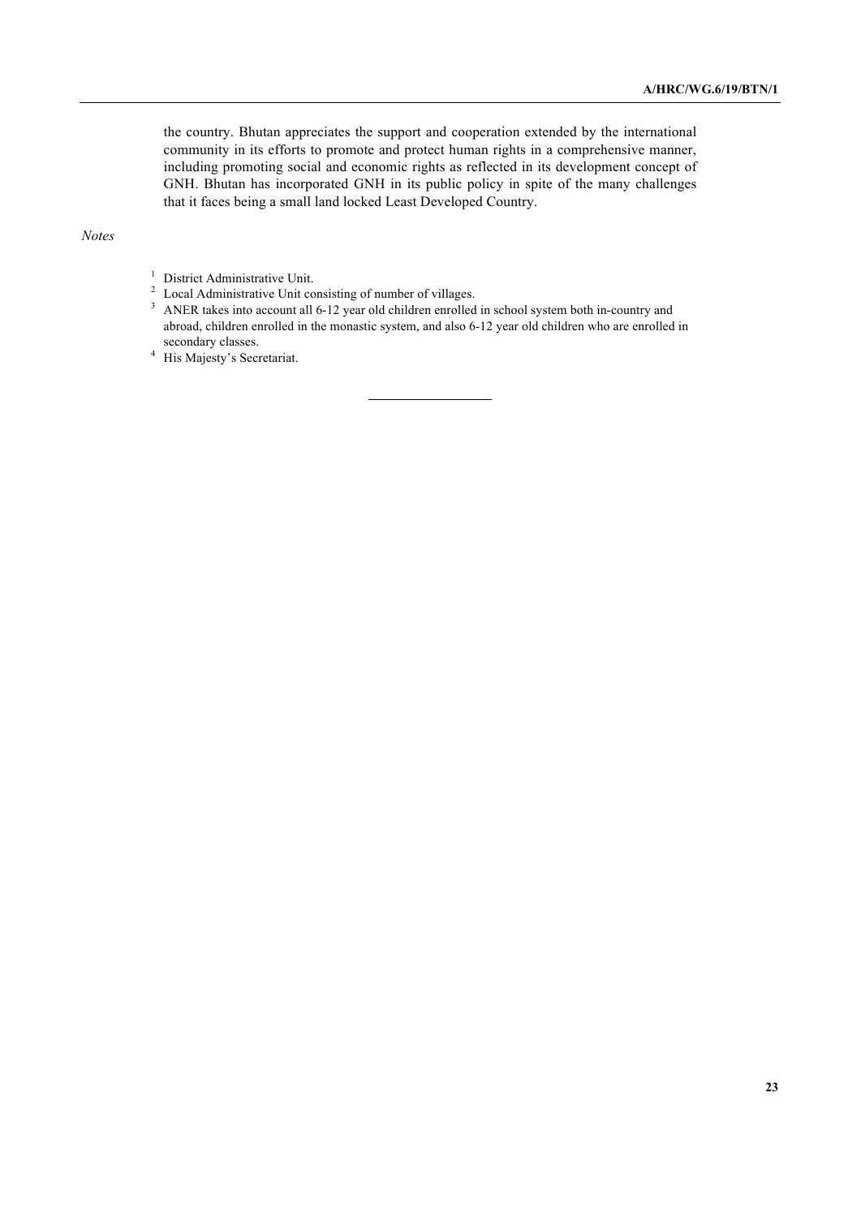the country. Bhutan appreciates the support and cooperation extended by the international community in its efforts to promote and protect human rights in a comprehensive manner, including promoting social and economic rights as reflected in its development concept of GNH. Bhutan has incorporated GNH in its public policy in spite of the many challenges that it faces being a small land locked Least Developed Country.

*Notes*

[1] District Administrative Unit.

[2] Local Administrative Unit consisting of number of villages.

[3] ANER takes into account all 6-12 year old children enrolled in school system both in-country and abroad, children enrolled in the monastic system, and also 6-12 year old children who are enrolled in secondary classes.

[4] His Majesty's Secretariat.